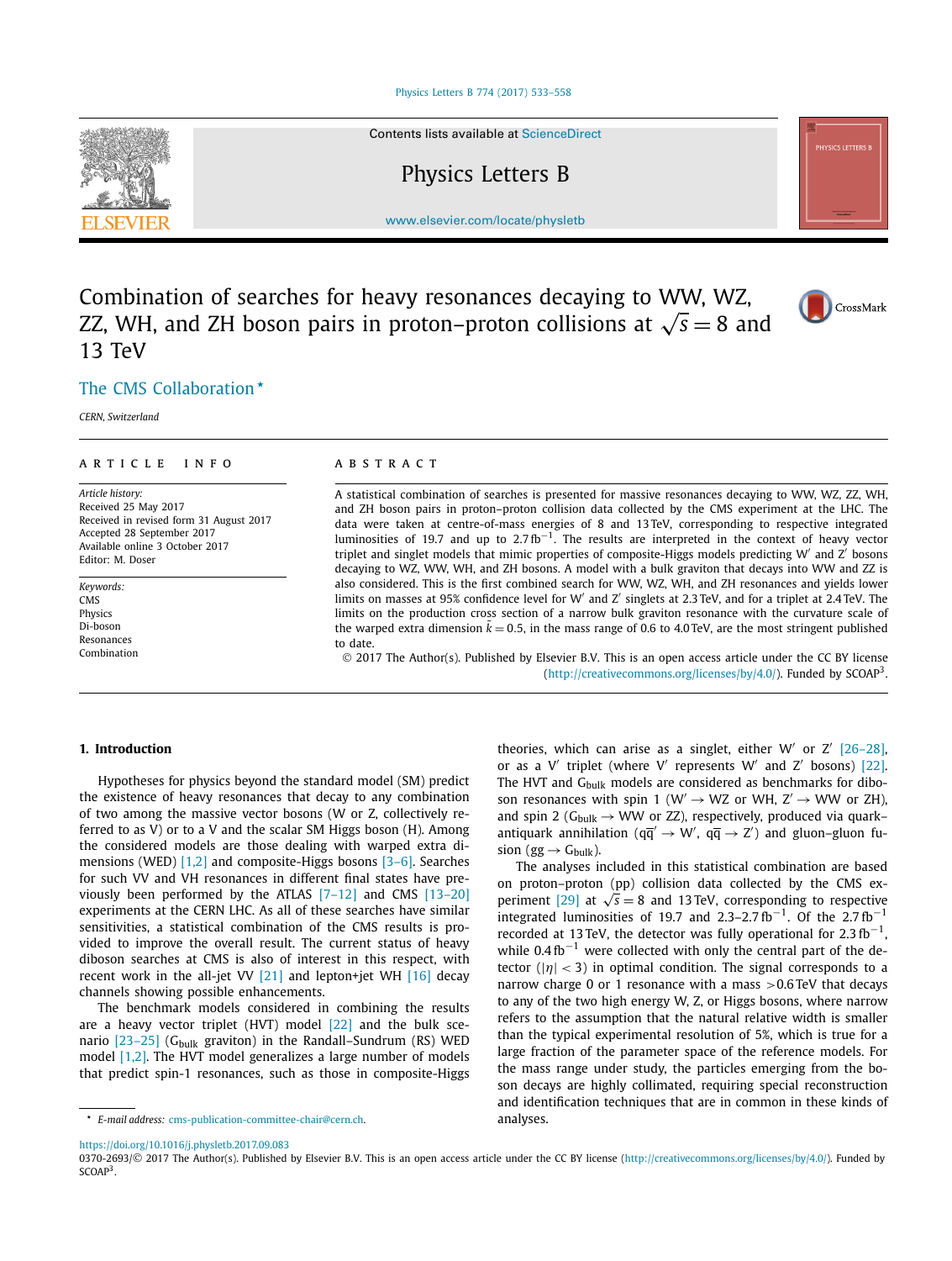# Combination of searches for heavy resonances decaying to WW, WZ, ZZ, WH, and ZH boson pairs in proton–proton collisions at $\sqrt{s} = 8$ and 13 TeV

The CMS Collaboration *

*CERN, Switzerland*

## ARTICLE INFO

*Article history:*
Received 25 May 2017
Received in revised form 31 August 2017
Accepted 28 September 2017
Available online 3 October 2017
Editor: M. Doser

*Keywords:*
CMS
Physics
Di-boson
Resonances
Combination

## ABSTRACT

A statistical combination of searches is presented for massive resonances decaying to WW, WZ, ZZ, WH, and ZH boson pairs in proton–proton collision data collected by the CMS experiment at the LHC. The data were taken at centre-of-mass energies of 8 and 13 TeV, corresponding to respective integrated luminosities of 19.7 and up to $2.7\,\text{fb}^{-1}$. The results are interpreted in the context of heavy vector triplet and singlet models that mimic properties of composite-Higgs models predicting W′ and Z′ bosons decaying to WZ, WW, WH, and ZH bosons. A model with a bulk graviton that decays into WW and ZZ is also considered. This is the first combined search for WW, WZ, WH, and ZH resonances and yields lower limits on masses at 95% confidence level for W′ and Z′ singlets at 2.3 TeV, and for a triplet at 2.4 TeV. The limits on the production cross section of a narrow bulk graviton resonance with the curvature scale of the warped extra dimension $\tilde{k} = 0.5$, in the mass range of 0.6 to 4.0 TeV, are the most stringent published to date.

© 2017 The Author(s). Published by Elsevier B.V. This is an open access article under the CC BY license (http://creativecommons.org/licenses/by/4.0/). Funded by SCOAP[3].

## 1. Introduction

Hypotheses for physics beyond the standard model (SM) predict the existence of heavy resonances that decay to any combination of two among the massive vector bosons (W or Z, collectively referred to as V) or to a V and the scalar SM Higgs boson (H). Among the considered models are those dealing with warped extra dimensions (WED) [1,2] and composite-Higgs bosons [3–6]. Searches for such VV and VH resonances in different final states have previously been performed by the ATLAS [7–12] and CMS [13–20] experiments at the CERN LHC. As all of these searches have similar sensitivities, a statistical combination of the CMS results is provided to improve the overall result. The current status of heavy diboson searches at CMS is also of interest in this respect, with recent work in the all-jet VV [21] and lepton+jet WH [16] decay channels showing possible enhancements.

The benchmark models considered in combining the results are a heavy vector triplet (HVT) model [22] and the bulk scenario [23–25] ($\text{G}_\text{bulk}$ graviton) in the Randall–Sundrum (RS) WED model [1,2]. The HVT model generalizes a large number of models that predict spin-1 resonances, such as those in composite-Higgs theories, which can arise as a singlet, either W′ or Z′ [26–28], or as a V′ triplet (where V′ represents W′ and Z′ bosons) [22]. The HVT and $\text{G}_\text{bulk}$ models are considered as benchmarks for diboson resonances with spin 1 (W′ → WZ or WH, Z′ → WW or ZH), and spin 2 ($\text{G}_\text{bulk}$ → WW or ZZ), respectively, produced via quark–antiquark annihilation ($\text{q}\bar{\text{q}}' \to \text{W}'$, $\text{q}\bar{\text{q}} \to \text{Z}'$) and gluon–gluon fusion ($\text{gg} \to \text{G}_\text{bulk}$).

The analyses included in this statistical combination are based on proton–proton (pp) collision data collected by the CMS experiment [29] at $\sqrt{s} = 8$ and 13 TeV, corresponding to respective integrated luminosities of 19.7 and $2.3$–$2.7\,\text{fb}^{-1}$. Of the $2.7\,\text{fb}^{-1}$ recorded at 13 TeV, the detector was fully operational for $2.3\,\text{fb}^{-1}$, while $0.4\,\text{fb}^{-1}$ were collected with only the central part of the detector ($|\eta| < 3$) in optimal condition. The signal corresponds to a narrow charge 0 or 1 resonance with a mass >0.6 TeV that decays to any of the two high energy W, Z, or Higgs bosons, where narrow refers to the assumption that the natural relative width is smaller than the typical experimental resolution of 5%, which is true for a large fraction of the parameter space of the reference models. For the mass range under study, the particles emerging from the boson decays are highly collimated, requiring special reconstruction and identification techniques that are in common in these kinds of analyses.

* E-mail address: cms-publication-committee-chair@cern.ch.

https://doi.org/10.1016/j.physletb.2017.09.083
0370-2693/© 2017 The Author(s). Published by Elsevier B.V. This is an open access article under the CC BY license (http://creativecommons.org/licenses/by/4.0/). Funded by SCOAP[3].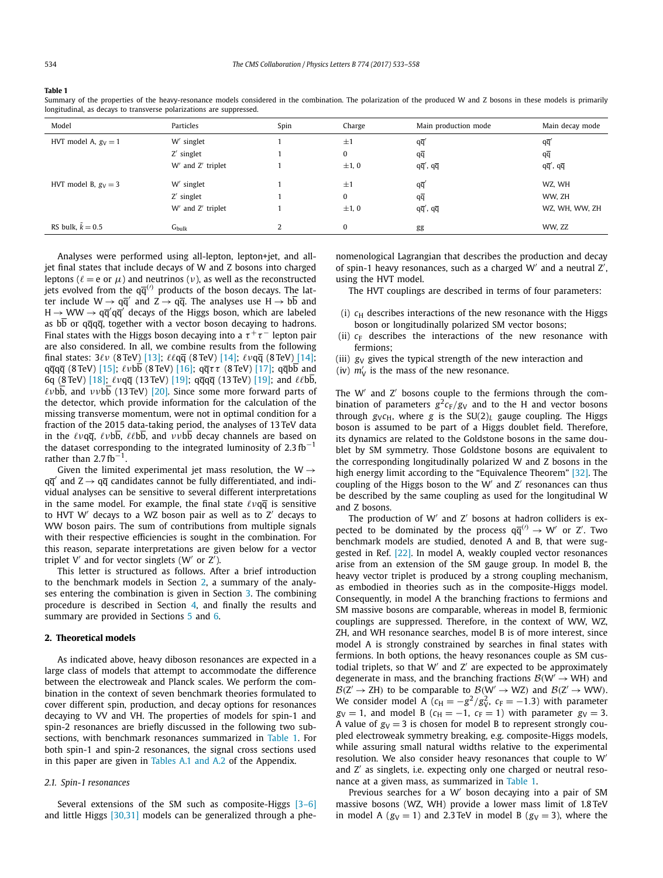**Table 1**
Summary of the properties of the heavy-resonance models considered in the combination. The polarization of the produced W and Z bosons in these models is primarily longitudinal, as decays to transverse polarizations are suppressed.

| Model | Particles | Spin | Charge | Main production mode | Main decay mode |
|---|---|---|---|---|---|
| HVT model A, $g_V = 1$ | W′ singlet | 1 | ±1 | $q\overline{q}'$ | $q\overline{q}'$ |
| | Z′ singlet | 1 | 0 | $q\overline{q}$ | $q\overline{q}$ |
| | W′ and Z′ triplet | 1 | ±1, 0 | $q\overline{q}'$, $q\overline{q}$ | $q\overline{q}'$, $q\overline{q}$ |
| HVT model B, $g_V = 3$ | W′ singlet | 1 | ±1 | $q\overline{q}'$ | WZ, WH |
| | Z′ singlet | 1 | 0 | $q\overline{q}$ | WW, ZH |
| | W′ and Z′ triplet | 1 | ±1, 0 | $q\overline{q}'$, $q\overline{q}$ | WZ, WH, WW, ZH |
| RS bulk, $\tilde{k} = 0.5$ | $G_{bulk}$ | 2 | 0 | gg | WW, ZZ |

Analyses were performed using all-lepton, lepton+jet, and all-jet final states that include decays of W and Z bosons into charged leptons ($\ell$ = e or $\mu$) and neutrinos ($\nu$), as well as the reconstructed jets evolved from the $q\overline{q}^{(\prime)}$ products of the boson decays. The latter include $W \to q\overline{q}'$ and $Z \to q\overline{q}$. The analyses use $H \to b\overline{b}$ and $H \to WW \to q\overline{q}'q\overline{q}'$ decays of the Higgs boson, which are labeled as $b\overline{b}$ or $q\overline{q}q\overline{q}$, together with a vector boson decaying to hadrons. Final states with the Higgs boson decaying into a $\tau^+\tau^-$ lepton pair are also considered. In all, we combine results from the following final states: $3\ell\nu$ (8 TeV) [13]; $\ell\ell q\overline{q}$ (8 TeV) [14]; $\ell\nu q\overline{q}$ (8 TeV) [14]; $q\overline{q}q\overline{q}$ (8 TeV) [15]; $\ell\nu b\overline{b}$ (8 TeV) [16]; $q\overline{q}\tau\tau$ (8 TeV) [17]; $q\overline{q}b\overline{b}$ and 6q (8 TeV) [18]; $\ell\nu q\overline{q}$ (13 TeV) [19]; $q\overline{q}q\overline{q}$ (13 TeV) [19]; and $\ell\ell b\overline{b}$, $\ell\nu b\overline{b}$, and $\nu\nu b\overline{b}$ (13 TeV) [20]. Since some more forward parts of the detector, which provide information for the calculation of the missing transverse momentum, were not in optimal condition for a fraction of the 2015 data-taking period, the analyses of 13 TeV data in the $\ell\nu q\overline{q}$, $\ell\nu b\overline{b}$, $\ell\ell b\overline{b}$, and $\nu\nu b\overline{b}$ decay channels are based on the dataset corresponding to the integrated luminosity of 2.3 $\mathrm{fb}^{-1}$ rather than 2.7 $\mathrm{fb}^{-1}$.

Given the limited experimental jet mass resolution, the $W \to q\overline{q}'$ and $Z \to q\overline{q}$ candidates cannot be fully differentiated, and individual analyses can be sensitive to several different interpretations in the same model. For example, the final state $\ell\nu q\overline{q}$ is sensitive to HVT W′ decays to a WZ boson pair as well as to Z′ decays to WW boson pairs. The sum of contributions from multiple signals with their respective efficiencies is sought in the combination. For this reason, separate interpretations are given below for a vector triplet V′ and for vector singlets (W′ or Z′).

This letter is structured as follows. After a brief introduction to the benchmark models in Section 2, a summary of the analyses entering the combination is given in Section 3. The combining procedure is described in Section 4, and finally the results and summary are provided in Sections 5 and 6.

## 2. Theoretical models

As indicated above, heavy diboson resonances are expected in a large class of models that attempt to accommodate the difference between the electroweak and Planck scales. We perform the combination in the context of seven benchmark theories formulated to cover different spin, production, and decay options for resonances decaying to VV and VH. The properties of models for spin-1 and spin-2 resonances are briefly discussed in the following two subsections, with benchmark resonances summarized in Table 1. For both spin-1 and spin-2 resonances, the signal cross sections used in this paper are given in Tables A.1 and A.2 of the Appendix.

### 2.1. Spin-1 resonances

Several extensions of the SM such as composite-Higgs [3–6] and little Higgs [30,31] models can be generalized through a phenomenological Lagrangian that describes the production and decay of spin-1 heavy resonances, such as a charged W′ and a neutral Z′, using the HVT model.

The HVT couplings are described in terms of four parameters:

(i) $c_H$ describes interactions of the new resonance with the Higgs boson or longitudinally polarized SM vector bosons;
(ii) $c_F$ describes the interactions of the new resonance with fermions;
(iii) $g_V$ gives the typical strength of the new interaction and
(iv) $m'_V$ is the mass of the new resonance.

The W′ and Z′ bosons couple to the fermions through the combination of parameters $g^2 c_F / g_V$ and to the H and vector bosons through $g_V c_H$, where $g$ is the $SU(2)_L$ gauge coupling. The Higgs boson is assumed to be part of a Higgs doublet field. Therefore, its dynamics are related to the Goldstone bosons in the same doublet by SM symmetry. Those Goldstone bosons are equivalent to the corresponding longitudinally polarized W and Z bosons in the high energy limit according to the "Equivalence Theorem" [32]. The coupling of the Higgs boson to the W′ and Z′ resonances can thus be described by the same coupling as used for the longitudinal W and Z bosons.

The production of W′ and Z′ bosons at hadron colliders is expected to be dominated by the process $q\overline{q}^{(\prime)} \to$ W′ or Z′. Two benchmark models are suggested, denoted A and B, that were suggested in Ref. [22]. In model A, weakly coupled vector resonances arise from an extension of the SM gauge group. In model B, the heavy vector triplet is produced by a strong coupling mechanism, as embodied in theories such as in the composite-Higgs model. Consequently, in model A the branching fractions to fermions and SM massive bosons are comparable, whereas in model B, fermionic couplings are suppressed. Therefore, in the context of WW, WZ, ZH, and WH resonance searches, model B is of more interest, since model A is strongly constrained by searches in final states with fermions. In both options, the heavy resonances couple as SM custodial triplets, so that W′ and Z′ are expected to be approximately degenerate in mass, and the branching fractions $\mathcal{B}(W' \to WH)$ and $\mathcal{B}(Z' \to ZH)$ to be comparable to $\mathcal{B}(W' \to WZ)$ and $\mathcal{B}(Z' \to WW)$. We consider model A ($c_H = -g^2/g_V^2$, $c_F = -1.3$) with parameter $g_V = 1$, and model B ($c_H = -1$, $c_F = 1$) with parameter $g_V = 3$. A value of $g_V = 3$ is chosen for model B to represent strongly coupled electroweak symmetry breaking, e.g. composite-Higgs models, while assuring small natural widths relative to the experimental resolution. We also consider heavy resonances that couple to W′ and Z′ as singlets, i.e. expecting only one charged or neutral resonance at a given mass, as summarized in Table 1.

Previous searches for a W′ boson decaying into a pair of SM massive bosons (WZ, WH) provide a lower mass limit of 1.8 TeV in model A ($g_V = 1$) and 2.3 TeV in model B ($g_V = 3$), where the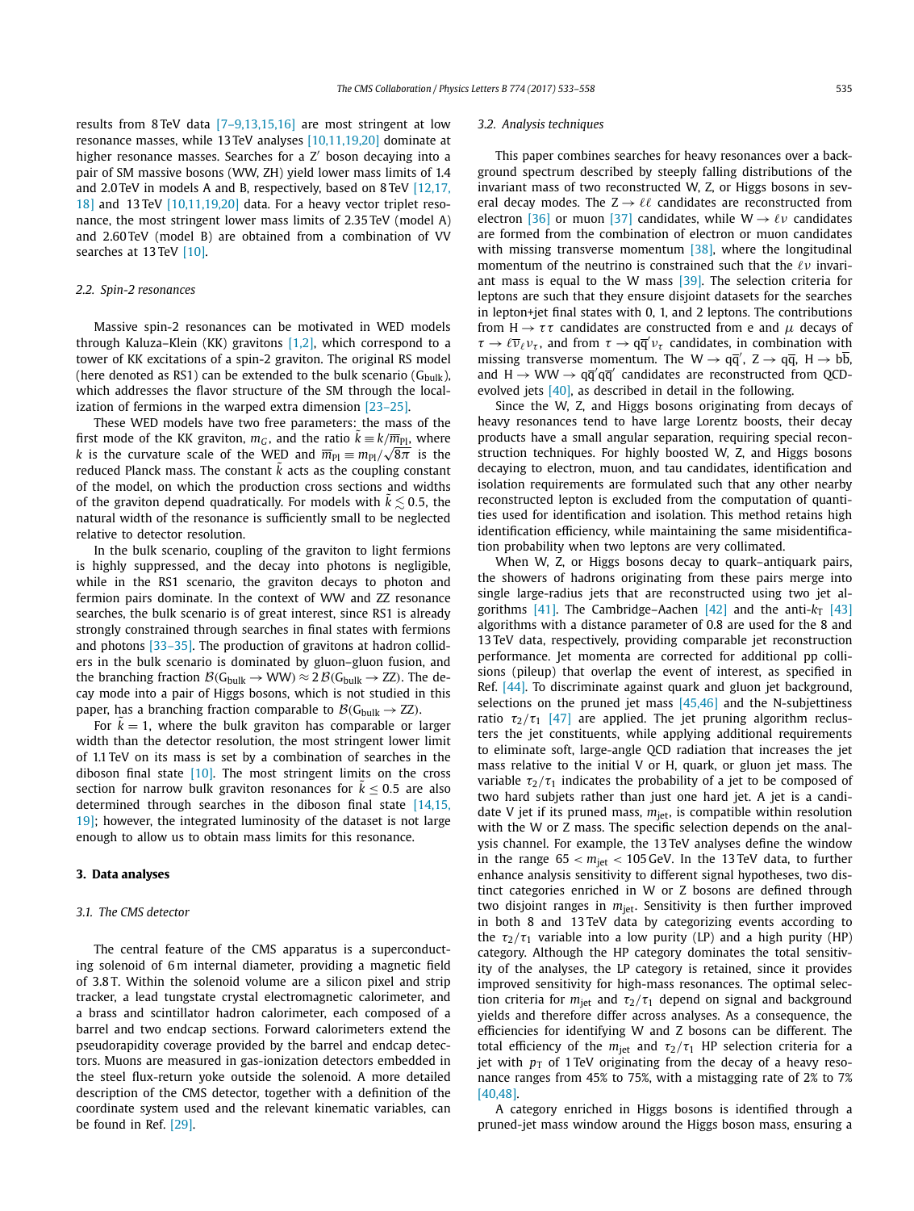results from 8 TeV data [7–9,13,15,16] are most stringent at low resonance masses, while 13 TeV analyses [10,11,19,20] dominate at higher resonance masses. Searches for a Z′ boson decaying into a pair of SM massive bosons (WW, ZH) yield lower mass limits of 1.4 and 2.0 TeV in models A and B, respectively, based on 8 TeV [12,17,18] and 13 TeV [10,11,19,20] data. For a heavy vector triplet resonance, the most stringent lower mass limits of 2.35 TeV (model A) and 2.60 TeV (model B) are obtained from a combination of VV searches at 13 TeV [10].

### 2.2. Spin-2 resonances

Massive spin-2 resonances can be motivated in WED models through Kaluza–Klein (KK) gravitons [1,2], which correspond to a tower of KK excitations of a spin-2 graviton. The original RS model (here denoted as RS1) can be extended to the bulk scenario ($\mathrm{G_{bulk}}$), which addresses the flavor structure of the SM through the localization of fermions in the warped extra dimension [23–25].

These WED models have two free parameters: the mass of the first mode of the KK graviton, $m_G$, and the ratio $\tilde{k} \equiv k/\overline{m}_{\mathrm{Pl}}$, where $k$ is the curvature scale of the WED and $\overline{m}_{\mathrm{Pl}} \equiv m_{\mathrm{Pl}}/\sqrt{8\pi}$ is the reduced Planck mass. The constant $\tilde{k}$ acts as the coupling constant of the model, on which the production cross sections and widths of the graviton depend quadratically. For models with $\tilde{k} \lesssim 0.5$, the natural width of the resonance is sufficiently small to be neglected relative to detector resolution.

In the bulk scenario, coupling of the graviton to light fermions is highly suppressed, and the decay into photons is negligible, while in the RS1 scenario, the graviton decays to photon and fermion pairs dominate. In the context of WW and ZZ resonance searches, the bulk scenario is of great interest, since RS1 is already strongly constrained through searches in final states with fermions and photons [33–35]. The production of gravitons at hadron colliders in the bulk scenario is dominated by gluon–gluon fusion, and the branching fraction $\mathcal{B}(\mathrm{G_{bulk}} \to \mathrm{WW}) \approx 2\,\mathcal{B}(\mathrm{G_{bulk}} \to \mathrm{ZZ})$. The decay mode into a pair of Higgs bosons, which is not studied in this paper, has a branching fraction comparable to $\mathcal{B}(\mathrm{G_{bulk}} \to \mathrm{ZZ})$.

For $\tilde{k} = 1$, where the bulk graviton has comparable or larger width than the detector resolution, the most stringent lower limit of 1.1 TeV on its mass is set by a combination of searches in the diboson final state [10]. The most stringent limits on the cross section for narrow bulk graviton resonances for $\tilde{k} \le 0.5$ are also determined through searches in the diboson final state [14,15,19]; however, the integrated luminosity of the dataset is not large enough to allow us to obtain mass limits for this resonance.

## 3. Data analyses

### 3.1. The CMS detector

The central feature of the CMS apparatus is a superconducting solenoid of 6 m internal diameter, providing a magnetic field of 3.8 T. Within the solenoid volume are a silicon pixel and strip tracker, a lead tungstate crystal electromagnetic calorimeter, and a brass and scintillator hadron calorimeter, each composed of a barrel and two endcap sections. Forward calorimeters extend the pseudorapidity coverage provided by the barrel and endcap detectors. Muons are measured in gas-ionization detectors embedded in the steel flux-return yoke outside the solenoid. A more detailed description of the CMS detector, together with a definition of the coordinate system used and the relevant kinematic variables, can be found in Ref. [29].

### 3.2. Analysis techniques

This paper combines searches for heavy resonances over a background spectrum described by steeply falling distributions of the invariant mass of two reconstructed W, Z, or Higgs bosons in several decay modes. The $\mathrm{Z} \to \ell\ell$ candidates are reconstructed from electron [36] or muon [37] candidates, while $\mathrm{W} \to \ell\nu$ candidates are formed from the combination of electron or muon candidates with missing transverse momentum [38], where the longitudinal momentum of the neutrino is constrained such that the $\ell\nu$ invariant mass is equal to the W mass [39]. The selection criteria for leptons are such that they ensure disjoint datasets for the searches in lepton+jet final states with 0, 1, and 2 leptons. The contributions from $\mathrm{H} \to \tau\tau$ candidates are constructed from e and $\mu$ decays of $\tau \to \ell\overline{\nu}_\ell\nu_\tau$, and from $\tau \to \mathrm{q\overline{q}}'\nu_\tau$ candidates, in combination with missing transverse momentum. The $\mathrm{W} \to \mathrm{q\overline{q}}'$, $\mathrm{Z} \to \mathrm{q\overline{q}}$, $\mathrm{H} \to \mathrm{b\overline{b}}$, and $\mathrm{H} \to \mathrm{WW} \to \mathrm{q\overline{q}'q\overline{q}'}$ candidates are reconstructed from QCD-evolved jets [40], as described in detail in the following.

Since the W, Z, and Higgs bosons originating from decays of heavy resonances tend to have large Lorentz boosts, their decay products have a small angular separation, requiring special reconstruction techniques. For highly boosted W, Z, and Higgs bosons decaying to electron, muon, and tau candidates, identification and isolation requirements are formulated such that any other nearby reconstructed lepton is excluded from the computation of quantities used for identification and isolation. This method retains high identification efficiency, while maintaining the same misidentification probability when two leptons are very collimated.

When W, Z, or Higgs bosons decay to quark–antiquark pairs, the showers of hadrons originating from these pairs merge into single large-radius jets that are reconstructed using two jet algorithms [41]. The Cambridge–Aachen [42] and the anti-$k_\mathrm{T}$ [43] algorithms with a distance parameter of 0.8 are used for the 8 and 13 TeV data, respectively, providing comparable jet reconstruction performance. Jet momenta are corrected for additional pp collisions (pileup) that overlap the event of interest, as specified in Ref. [44]. To discriminate against quark and gluon jet background, selections on the pruned jet mass [45,46] and the N-subjettiness ratio $\tau_2/\tau_1$ [47] are applied. The jet pruning algorithm reclusters the jet constituents, while applying additional requirements to eliminate soft, large-angle QCD radiation that increases the jet mass relative to the initial V or H, quark, or gluon jet mass. The variable $\tau_2/\tau_1$ indicates the probability of a jet to be composed of two hard subjets rather than just one hard jet. A jet is a candidate V jet if its pruned mass, $m_{\mathrm{jet}}$, is compatible within resolution with the W or Z mass. The specific selection depends on the analysis channel. For example, the 13 TeV analyses define the window in the range $65 < m_{\mathrm{jet}} < 105$ GeV. In the 13 TeV data, to further enhance analysis sensitivity to different signal hypotheses, two distinct categories enriched in W or Z bosons are defined through two disjoint ranges in $m_{\mathrm{jet}}$. Sensitivity is then further improved in both 8 and 13 TeV data by categorizing events according to the $\tau_2/\tau_1$ variable into a low purity (LP) and a high purity (HP) category. Although the HP category dominates the total sensitivity of the analyses, the LP category is retained, since it provides improved sensitivity for high-mass resonances. The optimal selection criteria for $m_{\mathrm{jet}}$ and $\tau_2/\tau_1$ depend on signal and background yields and therefore differ across analyses. As a consequence, the efficiencies for identifying W and Z bosons can be different. The total efficiency of the $m_{\mathrm{jet}}$ and $\tau_2/\tau_1$ HP selection criteria for a jet with $p_\mathrm{T}$ of 1 TeV originating from the decay of a heavy resonance ranges from 45% to 75%, with a mistagging rate of 2% to 7% [40,48].

A category enriched in Higgs bosons is identified through a pruned-jet mass window around the Higgs boson mass, ensuring a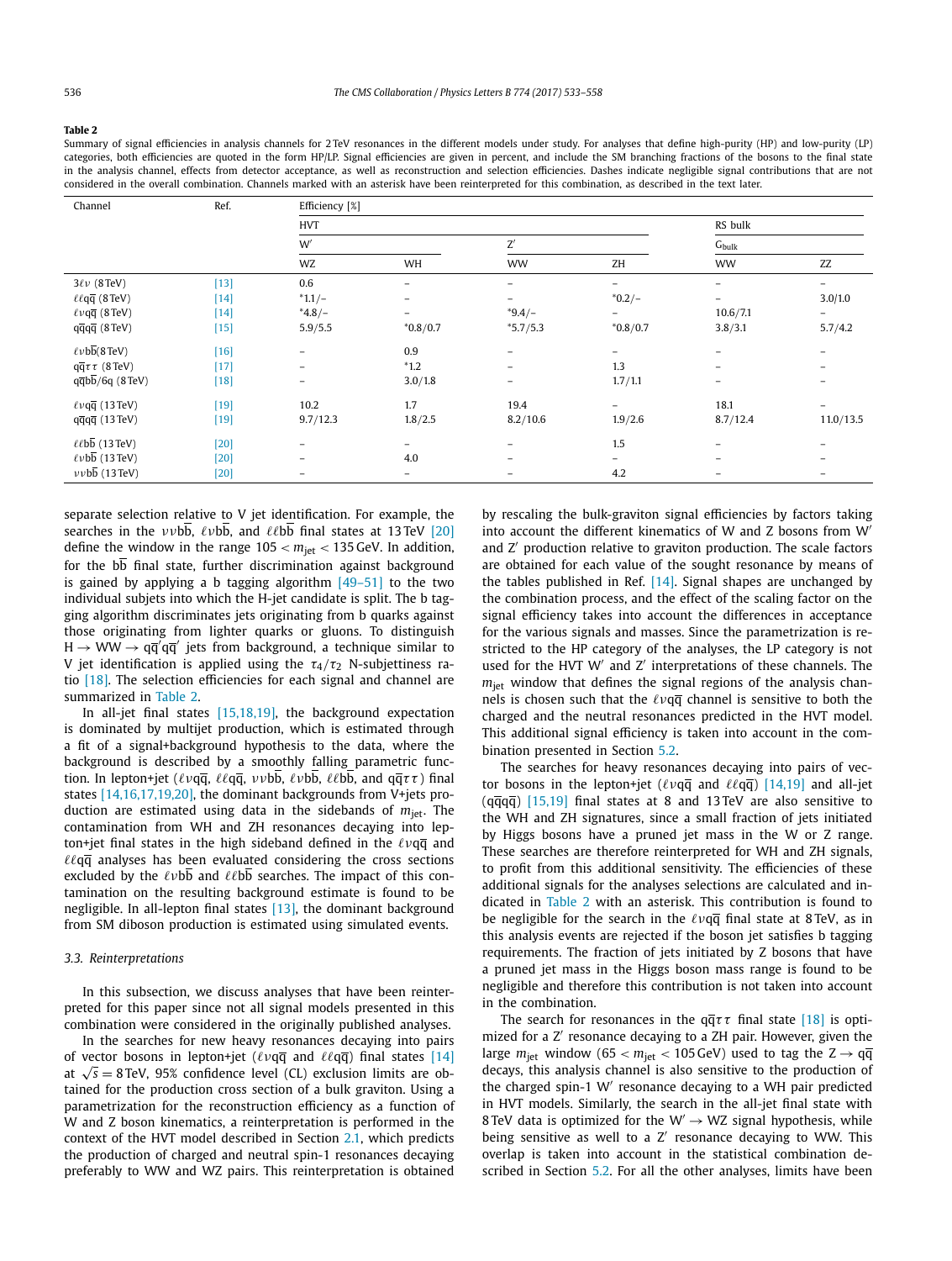**Table 2**

Summary of signal efficiencies in analysis channels for 2 TeV resonances in the different models under study. For analyses that define high-purity (HP) and low-purity (LP) categories, both efficiencies are quoted in the form HP/LP. Signal efficiencies are given in percent, and include the SM branching fractions of the bosons to the final state in the analysis channel, effects from detector acceptance, as well as reconstruction and selection efficiencies. Dashes indicate negligible signal contributions that are not considered in the overall combination. Channels marked with an asterisk have been reinterpreted for this combination, as described in the text later.

| Channel | Ref. | Efficiency [%] | | | | | |
|---|---|---|---|---|---|---|---|
| | | HVT | | | | RS bulk | |
| | | W′ | | Z′ | | $G_{bulk}$ | |
| | | WZ | WH | WW | ZH | WW | ZZ |
| $3\ell\nu$ (8 TeV) | [13] | 0.6 | – | – | – | – | – |
| $\ell\ell q\overline{q}$ (8 TeV) | [14] | *1.1/– | – | – | *0.2/– | – | 3.0/1.0 |
| $\ell\nu q\overline{q}$ (8 TeV) | [14] | *4.8/– | – | *9.4/– | – | 10.6/7.1 | – |
| $q\overline{q}q\overline{q}$ (8 TeV) | [15] | 5.9/5.5 | *0.8/0.7 | *5.7/5.3 | *0.8/0.7 | 3.8/3.1 | 5.7/4.2 |
| $\ell\nu b\overline{b}$ (8 TeV) | [16] | – | 0.9 | – | – | – | – |
| $q\overline{q}\tau\tau$ (8 TeV) | [17] | – | *1.2 | – | 1.3 | – | – |
| $q\overline{q}b\overline{b}/6q$ (8 TeV) | [18] | – | 3.0/1.8 | – | 1.7/1.1 | – | – |
| $\ell\nu q\overline{q}$ (13 TeV) | [19] | 10.2 | 1.7 | 19.4 | – | 18.1 | – |
| $q\overline{q}q\overline{q}$ (13 TeV) | [19] | 9.7/12.3 | 1.8/2.5 | 8.2/10.6 | 1.9/2.6 | 8.7/12.4 | 11.0/13.5 |
| $\ell\ell b\overline{b}$ (13 TeV) | [20] | – | – | – | 1.5 | – | – |
| $\ell\nu b\overline{b}$ (13 TeV) | [20] | – | 4.0 | – | – | – | – |
| $\nu\nu b\overline{b}$ (13 TeV) | [20] | – | – | – | 4.2 | – | – |

separate selection relative to V jet identification. For example, the searches in the $\nu\nu b\overline{b}$, $\ell\nu b\overline{b}$, and $\ell\ell b\overline{b}$ final states at 13 TeV [20] define the window in the range $105 < m_{jet} < 135$ GeV. In addition, for the $b\overline{b}$ final state, further discrimination against background is gained by applying a b tagging algorithm [49–51] to the two individual subjets into which the H-jet candidate is split. The b tagging algorithm discriminates jets originating from b quarks against those originating from lighter quarks or gluons. To distinguish $H \to WW \to q\overline{q}'q\overline{q}'$ jets from background, a technique similar to V jet identification is applied using the $\tau_4/\tau_2$ N-subjettiness ratio [18]. The selection efficiencies for each signal and channel are summarized in Table 2.

In all-jet final states [15,18,19], the background expectation is dominated by multijet production, which is estimated through a fit of a signal+background hypothesis to the data, where the background is described by a smoothly falling parametric function. In lepton+jet ($\ell\nu q\overline{q}$, $\ell\ell q\overline{q}$, $\nu\nu b\overline{b}$, $\ell\nu b\overline{b}$, $\ell\ell b\overline{b}$, and $q\overline{q}\tau\tau$) final states [14,16,17,19,20], the dominant backgrounds from V+jets production are estimated using data in the sidebands of $m_{jet}$. The contamination from WH and ZH resonances decaying into lepton+jet final states in the high sideband defined in the $\ell\nu q\overline{q}$ and $\ell\ell q\overline{q}$ analyses has been evaluated considering the cross sections excluded by the $\ell\nu b\overline{b}$ and $\ell\ell b\overline{b}$ searches. The impact of this contamination on the resulting background estimate is found to be negligible. In all-lepton final states [13], the dominant background from SM diboson production is estimated using simulated events.

### 3.3. Reinterpretations

In this subsection, we discuss analyses that have been reinterpreted for this paper since not all signal models presented in this combination were considered in the originally published analyses.

In the searches for new heavy resonances decaying into pairs of vector bosons in lepton+jet ($\ell\nu q\overline{q}$ and $\ell\ell q\overline{q}$) final states [14] at $\sqrt{s} = 8$ TeV, 95% confidence level (CL) exclusion limits are obtained for the production cross section of a bulk graviton. Using a parametrization for the reconstruction efficiency as a function of W and Z boson kinematics, a reinterpretation is performed in the context of the HVT model described in Section 2.1, which predicts the production of charged and neutral spin-1 resonances decaying preferably to WW and WZ pairs. This reinterpretation is obtained by rescaling the bulk-graviton signal efficiencies by factors taking into account the different kinematics of W and Z bosons from W′ and Z′ production relative to graviton production. The scale factors are obtained for each value of the sought resonance by means of the tables published in Ref. [14]. Signal shapes are unchanged by the combination process, and the effect of the scaling factor on the signal efficiency takes into account the differences in acceptance for the various signals and masses. Since the parametrization is restricted to the HP category of the analyses, the LP category is not used for the HVT W′ and Z′ interpretations of these channels. The $m_{jet}$ window that defines the signal regions of the analysis channels is chosen such that the $\ell\nu q\overline{q}$ channel is sensitive to both the charged and the neutral resonances predicted in the HVT model. This additional signal efficiency is taken into account in the combination presented in Section 5.2.

The searches for heavy resonances decaying into pairs of vector bosons in the lepton+jet ($\ell\nu q\overline{q}$ and $\ell\ell q\overline{q}$) [14,19] and all-jet ($q\overline{q}q\overline{q}$) [15,19] final states at 8 and 13 TeV are also sensitive to the WH and ZH signatures, since a small fraction of jets initiated by Higgs bosons have a pruned jet mass in the W or Z range. These searches are therefore reinterpreted for WH and ZH signals, to profit from this additional sensitivity. The efficiencies of these additional signals for the analyses selections are calculated and indicated in Table 2 with an asterisk. This contribution is found to be negligible for the search in the $\ell\nu q\overline{q}$ final state at 8 TeV, as in this analysis events are rejected if the boson jet satisfies b tagging requirements. The fraction of jets initiated by Z bosons that have a pruned jet mass in the Higgs boson mass range is found to be negligible and therefore this contribution is not taken into account in the combination.

The search for resonances in the $q\overline{q}\tau\tau$ final state [18] is optimized for a Z′ resonance decaying to a ZH pair. However, given the large $m_{jet}$ window ($65 < m_{jet} < 105$ GeV) used to tag the $Z \to q\overline{q}$ decays, this analysis channel is also sensitive to the production of the charged spin-1 W′ resonance decaying to a WH pair predicted in HVT models. Similarly, the search in the all-jet final state with 8 TeV data is optimized for the $W' \to WZ$ signal hypothesis, while being sensitive as well to a Z′ resonance decaying to WW. This overlap is taken into account in the statistical combination described in Section 5.2. For all the other analyses, limits have been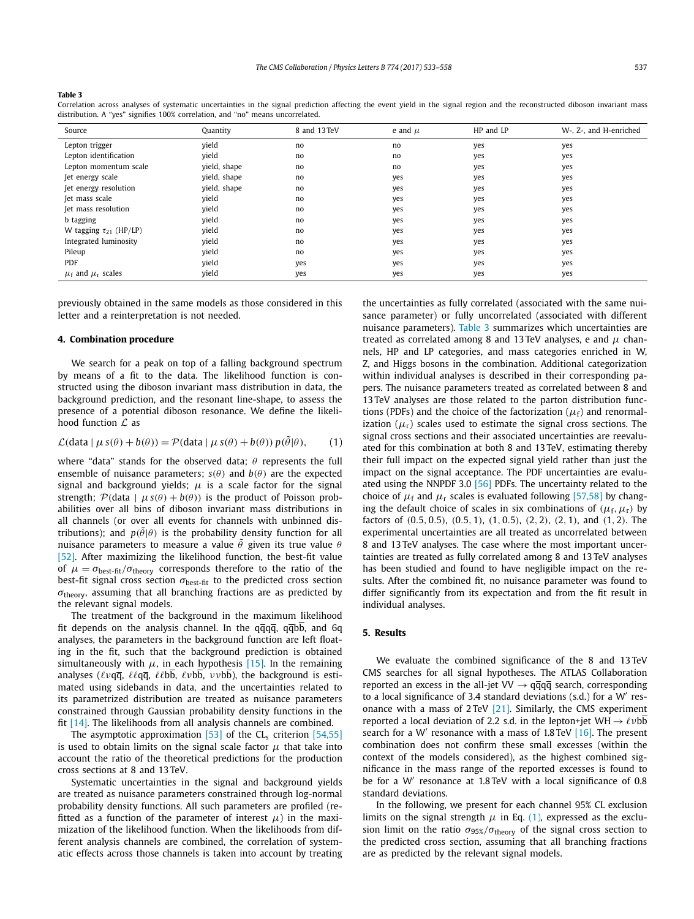**Table 3**
Correlation across analyses of systematic uncertainties in the signal prediction affecting the event yield in the signal region and the reconstructed diboson invariant mass distribution. A "yes" signifies 100% correlation, and "no" means uncorrelated.

| Source | Quantity | 8 and 13 TeV | e and $\mu$ | HP and LP | W-, Z-, and H-enriched |
|---|---|---|---|---|---|
| Lepton trigger | yield | no | no | yes | yes |
| Lepton identification | yield | no | no | yes | yes |
| Lepton momentum scale | yield, shape | no | no | yes | yes |
| Jet energy scale | yield, shape | no | yes | yes | yes |
| Jet energy resolution | yield, shape | no | yes | yes | yes |
| Jet mass scale | yield | no | yes | yes | yes |
| Jet mass resolution | yield | no | yes | yes | yes |
| b tagging | yield | no | yes | yes | yes |
| W tagging $\tau_{21}$ (HP/LP) | yield | no | yes | yes | yes |
| Integrated luminosity | yield | no | yes | yes | yes |
| Pileup | yield | no | yes | yes | yes |
| PDF | yield | yes | yes | yes | yes |
| $\mu_{\mathrm{f}}$ and $\mu_{\mathrm{r}}$ scales | yield | yes | yes | yes | yes |

previously obtained in the same models as those considered in this letter and a reinterpretation is not needed.

## 4. Combination procedure

We search for a peak on top of a falling background spectrum by means of a fit to the data. The likelihood function is constructed using the diboson invariant mass distribution in data, the background prediction, and the resonant line-shape, to assess the presence of a potential diboson resonance. We define the likelihood function $\mathcal{L}$ as

$$\mathcal{L}(\text{data} \mid \mu\, s(\theta) + b(\theta)) = \mathcal{P}(\text{data} \mid \mu\, s(\theta) + b(\theta))\, p(\tilde{\theta}|\theta), \qquad (1)$$

where "data" stands for the observed data; $\theta$ represents the full ensemble of nuisance parameters; $s(\theta)$ and $b(\theta)$ are the expected signal and background yields; $\mu$ is a scale factor for the signal strength; $\mathcal{P}(\text{data} \mid \mu\, s(\theta) + b(\theta))$ is the product of Poisson probabilities over all bins of diboson invariant mass distributions in all channels (or over all events for channels with unbinned distributions); and $p(\tilde{\theta}|\theta)$ is the probability density function for all nuisance parameters to measure a value $\tilde{\theta}$ given its true value $\theta$ [52]. After maximizing the likelihood function, the best-fit value of $\mu = \sigma_{\text{best-fit}}/\sigma_{\text{theory}}$ corresponds therefore to the ratio of the best-fit signal cross section $\sigma_{\text{best-fit}}$ to the predicted cross section $\sigma_{\text{theory}}$, assuming that all branching fractions are as predicted by the relevant signal models.

The treatment of the background in the maximum likelihood fit depends on the analysis channel. In the $\mathrm{q\overline{q}q\overline{q}}$, $\mathrm{q\overline{q}b\overline{b}}$, and 6q analyses, the parameters in the background function are left floating in the fit, such that the background prediction is obtained simultaneously with $\mu$, in each hypothesis [15]. In the remaining analyses ($\ell\nu\mathrm{q\overline{q}}$, $\ell\ell\mathrm{q\overline{q}}$, $\ell\ell\mathrm{b\overline{b}}$, $\ell\nu\mathrm{b\overline{b}}$, $\nu\nu\mathrm{b\overline{b}}$), the background is estimated using sidebands in data, and the uncertainties related to its parametrized distribution are treated as nuisance parameters constrained through Gaussian probability density functions in the fit [14]. The likelihoods from all analysis channels are combined.

The asymptotic approximation [53] of the CL$_s$ criterion [54,55] is used to obtain limits on the signal scale factor $\mu$ that take into account the ratio of the theoretical predictions for the production cross sections at 8 and 13 TeV.

Systematic uncertainties in the signal and background yields are treated as nuisance parameters constrained through log-normal probability density functions. All such parameters are profiled (refitted as a function of the parameter of interest $\mu$) in the maximization of the likelihood function. When the likelihoods from different analysis channels are combined, the correlation of systematic effects across those channels is taken into account by treating the uncertainties as fully correlated (associated with the same nuisance parameter) or fully uncorrelated (associated with different nuisance parameters). Table 3 summarizes which uncertainties are treated as correlated among 8 and 13 TeV analyses, e and $\mu$ channels, HP and LP categories, and mass categories enriched in W, Z, and Higgs bosons in the combination. Additional categorization within individual analyses is described in their corresponding papers. The nuisance parameters treated as correlated between 8 and 13 TeV analyses are those related to the parton distribution functions (PDFs) and the choice of the factorization ($\mu_{\mathrm{f}}$) and renormalization ($\mu_{\mathrm{r}}$) scales used to estimate the signal cross sections. The signal cross sections and their associated uncertainties are reevaluated for this combination at both 8 and 13 TeV, estimating thereby their full impact on the expected signal yield rather than just the impact on the signal acceptance. The PDF uncertainties are evaluated using the NNPDF 3.0 [56] PDFs. The uncertainty related to the choice of $\mu_{\mathrm{f}}$ and $\mu_{\mathrm{r}}$ scales is evaluated following [57,58] by changing the default choice of scales in six combinations of $(\mu_{\mathrm{f}}, \mu_{\mathrm{r}})$ by factors of $(0.5, 0.5)$, $(0.5, 1)$, $(1, 0.5)$, $(2, 2)$, $(2, 1)$, and $(1, 2)$. The experimental uncertainties are all treated as uncorrelated between 8 and 13 TeV analyses. The case where the most important uncertainties are treated as fully correlated among 8 and 13 TeV analyses has been studied and found to have negligible impact on the results. After the combined fit, no nuisance parameter was found to differ significantly from its expectation and from the fit result in individual analyses.

## 5. Results

We evaluate the combined significance of the 8 and 13 TeV CMS searches for all signal hypotheses. The ATLAS Collaboration reported an excess in the all-jet VV $\to \mathrm{q\overline{q}q\overline{q}}$ search, corresponding to a local significance of 3.4 standard deviations (s.d.) for a W′ resonance with a mass of 2 TeV [21]. Similarly, the CMS experiment reported a local deviation of 2.2 s.d. in the lepton+jet WH $\to \ell\nu\mathrm{b\overline{b}}$ search for a W′ resonance with a mass of 1.8 TeV [16]. The present combination does not confirm these small excesses (within the context of the models considered), as the highest combined significance in the mass range of the reported excesses is found to be for a W′ resonance at 1.8 TeV with a local significance of 0.8 standard deviations.

In the following, we present for each channel 95% CL exclusion limits on the signal strength $\mu$ in Eq. (1), expressed as the exclusion limit on the ratio $\sigma_{95\%}/\sigma_{\text{theory}}$ of the signal cross section to the predicted cross section, assuming that all branching fractions are as predicted by the relevant signal models.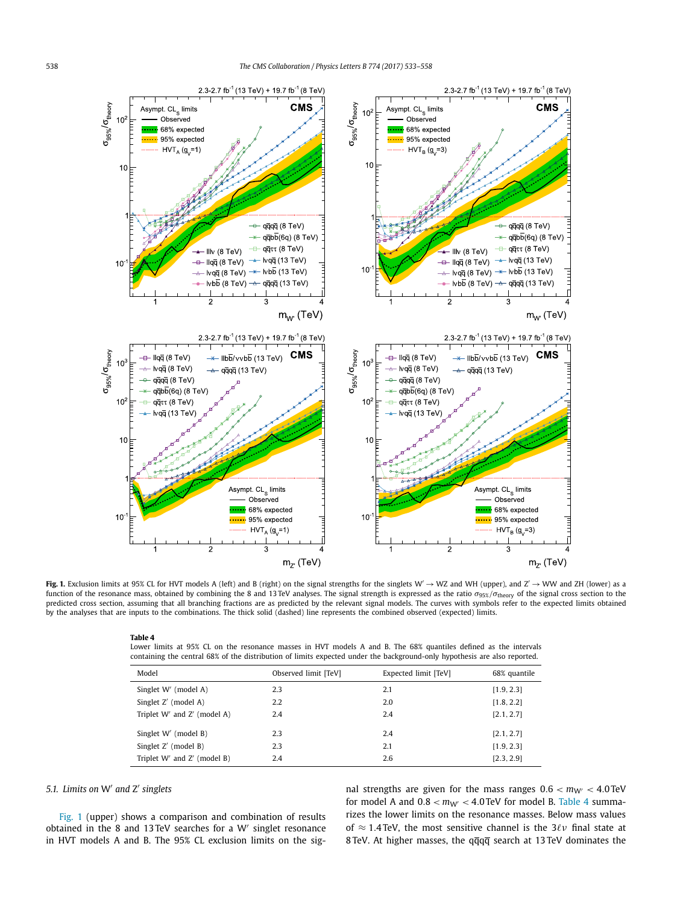**Fig. 1.** Exclusion limits at 95% CL for HVT models A (left) and B (right) on the signal strengths for the singlets $\mathrm{W'} \to \mathrm{WZ}$ and WH (upper), and $\mathrm{Z'} \to \mathrm{WW}$ and ZH (lower) as a function of the resonance mass, obtained by combining the 8 and 13 TeV analyses. The signal strength is expressed as the ratio $\sigma_{95\%}/\sigma_{\text{theory}}$ of the signal cross section to the predicted cross section, assuming that all branching fractions are as predicted by the relevant signal models. The curves with symbols refer to the expected limits obtained by the analyses that are inputs to the combinations. The thick solid (dashed) line represents the combined observed (expected) limits.

**Table 4**
Lower limits at 95% CL on the resonance masses in HVT models A and B. The 68% quantiles defined as the intervals containing the central 68% of the distribution of limits expected under the background-only hypothesis are also reported.

| Model | Observed limit [TeV] | Expected limit [TeV] | 68% quantile |
|---|---|---|---|
| Singlet W′ (model A) | 2.3 | 2.1 | [1.9, 2.3] |
| Singlet Z′ (model A) | 2.2 | 2.0 | [1.8, 2.2] |
| Triplet W′ and Z′ (model A) | 2.4 | 2.4 | [2.1, 2.7] |
| Singlet W′ (model B) | 2.3 | 2.4 | [2.1, 2.7] |
| Singlet Z′ (model B) | 2.3 | 2.1 | [1.9, 2.3] |
| Triplet W′ and Z′ (model B) | 2.4 | 2.6 | [2.3, 2.9] |

### 5.1. Limits on W′ and Z′ singlets

Fig. 1 (upper) shows a comparison and combination of results obtained in the 8 and 13 TeV searches for a W′ singlet resonance in HVT models A and B. The 95% CL exclusion limits on the signal strengths are given for the mass ranges $0.6 < m_{\mathrm{W'}} < 4.0$ TeV for model A and $0.8 < m_{\mathrm{W'}} < 4.0$ TeV for model B. Table 4 summarizes the lower limits on the resonance masses. Below mass values of $\approx 1.4$ TeV, the most sensitive channel is the $3\ell\nu$ final state at 8 TeV. At higher masses, the $\mathrm{q\bar{q}q\bar{q}}$ search at 13 TeV dominates the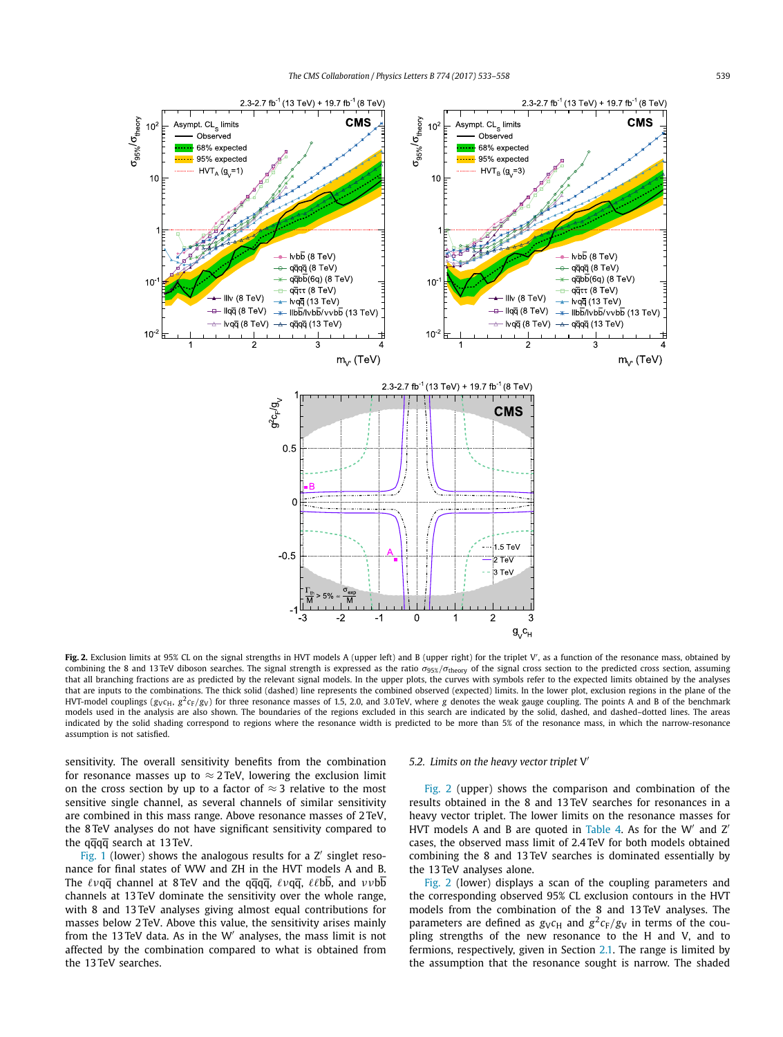**Fig. 2.** Exclusion limits at 95% CL on the signal strengths in HVT models A (upper left) and B (upper right) for the triplet V′, as a function of the resonance mass, obtained by combining the 8 and 13 TeV diboson searches. The signal strength is expressed as the ratio $\sigma_{95\%}/\sigma_{\text{theory}}$ of the signal cross section to the predicted cross section, assuming that all branching fractions are as predicted by the relevant signal models. In the upper plots, the curves with symbols refer to the expected limits obtained by the analyses that are inputs to the combinations. The thick solid (dashed) line represents the combined observed (expected) limits. In the lower plot, exclusion regions in the plane of the HVT-model couplings ($g_V c_H$, $g^2 c_F/g_V$) for three resonance masses of 1.5, 2.0, and 3.0 TeV, where $g$ denotes the weak gauge coupling. The points A and B of the benchmark models used in the analysis are also shown. The boundaries of the regions excluded in this search are indicated by the solid, dashed, and dashed–dotted lines. The areas indicated by the solid shading correspond to regions where the resonance width is predicted to be more than 5% of the resonance mass, in which the narrow-resonance assumption is not satisfied.

sensitivity. The overall sensitivity benefits from the combination for resonance masses up to ≈ 2 TeV, lowering the exclusion limit on the cross section by up to a factor of ≈ 3 relative to the most sensitive single channel, as several channels of similar sensitivity are combined in this mass range. Above resonance masses of 2 TeV, the 8 TeV analyses do not have significant sensitivity compared to the $q\bar{q}q\bar{q}$ search at 13 TeV.

Fig. 1 (lower) shows the analogous results for a Z′ singlet resonance for final states of WW and ZH in the HVT models A and B. The $\ell\nu q\bar{q}$ channel at 8 TeV and the $q\bar{q}q\bar{q}$, $\ell\nu q\bar{q}$, $\ell\ell b\bar{b}$, and $\nu\nu b\bar{b}$ channels at 13 TeV dominate the sensitivity over the whole range, with 8 and 13 TeV analyses giving almost equal contributions for masses below 2 TeV. Above this value, the sensitivity arises mainly from the 13 TeV data. As in the W′ analyses, the mass limit is not affected by the combination compared to what is obtained from the 13 TeV searches.

### 5.2. Limits on the heavy vector triplet V′

Fig. 2 (upper) shows the comparison and combination of the results obtained in the 8 and 13 TeV searches for resonances in a heavy vector triplet. The lower limits on the resonance masses for HVT models A and B are quoted in Table 4. As for the W′ and Z′ cases, the observed mass limit of 2.4 TeV for both models obtained combining the 8 and 13 TeV searches is dominated essentially by the 13 TeV analyses alone.

Fig. 2 (lower) displays a scan of the coupling parameters and the corresponding observed 95% CL exclusion contours in the HVT models from the combination of the 8 and 13 TeV analyses. The parameters are defined as $g_V c_H$ and $g^2 c_F/g_V$ in terms of the coupling strengths of the new resonance to the H and V, and to fermions, respectively, given in Section 2.1. The range is limited by the assumption that the resonance sought is narrow. The shaded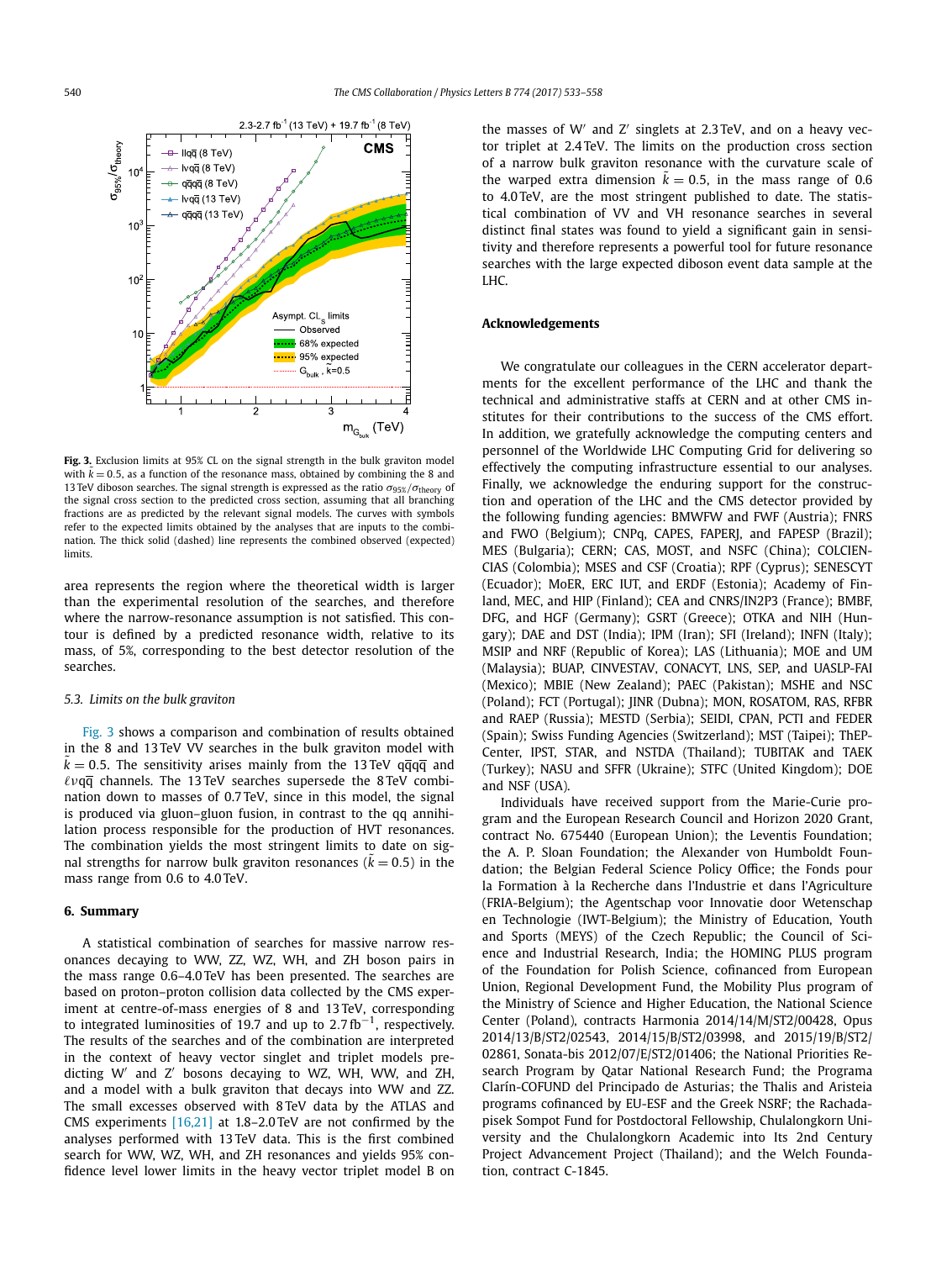**Fig. 3.** Exclusion limits at 95% CL on the signal strength in the bulk graviton model with $\tilde{k} = 0.5$, as a function of the resonance mass, obtained by combining the 8 and 13 TeV diboson searches. The signal strength is expressed as the ratio $\sigma_{95\%}/\sigma_{\text{theory}}$ of the signal cross section to the predicted cross section, assuming that all branching fractions are as predicted by the relevant signal models. The curves with symbols refer to the expected limits obtained by the analyses that are inputs to the combination. The thick solid (dashed) line represents the combined observed (expected) limits.

area represents the region where the theoretical width is larger than the experimental resolution of the searches, and therefore where the narrow-resonance assumption is not satisfied. This contour is defined by a predicted resonance width, relative to its mass, of 5%, corresponding to the best detector resolution of the searches.

### 5.3. Limits on the bulk graviton

Fig. 3 shows a comparison and combination of results obtained in the 8 and 13 TeV VV searches in the bulk graviton model with $\tilde{k} = 0.5$. The sensitivity arises mainly from the 13 TeV $\mathrm{q\bar{q}q\bar{q}}$ and $\ell\nu\mathrm{q\bar{q}}$ channels. The 13 TeV searches supersede the 8 TeV combination down to masses of 0.7 TeV, since in this model, the signal is produced via gluon–gluon fusion, in contrast to the qq annihilation process responsible for the production of HVT resonances. The combination yields the most stringent limits to date on signal strengths for narrow bulk graviton resonances ($\tilde{k} = 0.5$) in the mass range from 0.6 to 4.0 TeV.

## 6. Summary

A statistical combination of searches for massive narrow resonances decaying to WW, ZZ, WZ, WH, and ZH boson pairs in the mass range 0.6–4.0 TeV has been presented. The searches are based on proton–proton collision data collected by the CMS experiment at centre-of-mass energies of 8 and 13 TeV, corresponding to integrated luminosities of 19.7 and up to 2.7 $\mathrm{fb}^{-1}$, respectively. The results of the searches and of the combination are interpreted in the context of heavy vector singlet and triplet models predicting W′ and Z′ bosons decaying to WZ, WH, WW, and ZH, and a model with a bulk graviton that decays into WW and ZZ. The small excesses observed with 8 TeV data by the ATLAS and CMS experiments [16,21] at 1.8–2.0 TeV are not confirmed by the analyses performed with 13 TeV data. This is the first combined search for WW, WZ, WH, and ZH resonances and yields 95% confidence level lower limits in the heavy vector triplet model B on the masses of W′ and Z′ singlets at 2.3 TeV, and on a heavy vector triplet at 2.4 TeV. The limits on the production cross section of a narrow bulk graviton resonance with the curvature scale of the warped extra dimension $\tilde{k} = 0.5$, in the mass range of 0.6 to 4.0 TeV, are the most stringent published to date. The statistical combination of VV and VH resonance searches in several distinct final states was found to yield a significant gain in sensitivity and therefore represents a powerful tool for future resonance searches with the large expected diboson event data sample at the LHC.

## Acknowledgements

We congratulate our colleagues in the CERN accelerator departments for the excellent performance of the LHC and thank the technical and administrative staffs at CERN and at other CMS institutes for their contributions to the success of the CMS effort. In addition, we gratefully acknowledge the computing centers and personnel of the Worldwide LHC Computing Grid for delivering so effectively the computing infrastructure essential to our analyses. Finally, we acknowledge the enduring support for the construction and operation of the LHC and the CMS detector provided by the following funding agencies: BMWFW and FWF (Austria); FNRS and FWO (Belgium); CNPq, CAPES, FAPERJ, and FAPESP (Brazil); MES (Bulgaria); CERN; CAS, MOST, and NSFC (China); COLCIENCIAS (Colombia); MSES and CSF (Croatia); RPF (Cyprus); SENESCYT (Ecuador); MoER, ERC IUT, and ERDF (Estonia); Academy of Finland, MEC, and HIP (Finland); CEA and CNRS/IN2P3 (France); BMBF, DFG, and HGF (Germany); GSRT (Greece); OTKA and NIH (Hungary); DAE and DST (India); IPM (Iran); SFI (Ireland); INFN (Italy); MSIP and NRF (Republic of Korea); LAS (Lithuania); MOE and UM (Malaysia); BUAP, CINVESTAV, CONACYT, LNS, SEP, and UASLP-FAI (Mexico); MBIE (New Zealand); PAEC (Pakistan); MSHE and NSC (Poland); FCT (Portugal); JINR (Dubna); MON, ROSATOM, RAS, RFBR and RAEP (Russia); MESTD (Serbia); SEIDI, CPAN, PCTI and FEDER (Spain); Swiss Funding Agencies (Switzerland); MST (Taipei); ThEPCenter, IPST, STAR, and NSTDA (Thailand); TUBITAK and TAEK (Turkey); NASU and SFFR (Ukraine); STFC (United Kingdom); DOE and NSF (USA).

Individuals have received support from the Marie-Curie program and the European Research Council and Horizon 2020 Grant, contract No. 675440 (European Union); the Leventis Foundation; the A. P. Sloan Foundation; the Alexander von Humboldt Foundation; the Belgian Federal Science Policy Office; the Fonds pour la Formation à la Recherche dans l'Industrie et dans l'Agriculture (FRIA-Belgium); the Agentschap voor Innovatie door Wetenschap en Technologie (IWT-Belgium); the Ministry of Education, Youth and Sports (MEYS) of the Czech Republic; the Council of Science and Industrial Research, India; the HOMING PLUS program of the Foundation for Polish Science, cofinanced from European Union, Regional Development Fund, the Mobility Plus program of the Ministry of Science and Higher Education, the National Science Center (Poland), contracts Harmonia 2014/14/M/ST2/00428, Opus 2014/13/B/ST2/02543, 2014/15/B/ST2/03998, and 2015/19/B/ST2/02861, Sonata-bis 2012/07/E/ST2/01406; the National Priorities Research Program by Qatar National Research Fund; the Programa Clarín-COFUND del Principado de Asturias; the Thalis and Aristeia programs cofinanced by EU-ESF and the Greek NSRF; the Rachadapisek Sompot Fund for Postdoctoral Fellowship, Chulalongkorn University and the Chulalongkorn Academic into Its 2nd Century Project Advancement Project (Thailand); and the Welch Foundation, contract C-1845.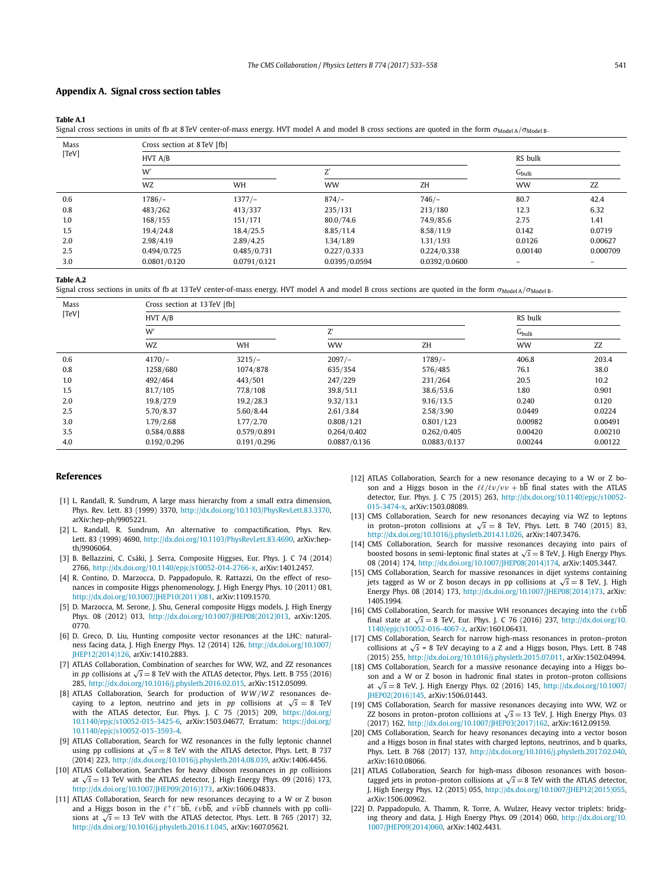## Appendix A. Signal cross section tables

**Table A.1**
Signal cross sections in units of fb at 8 TeV center-of-mass energy. HVT model A and model B cross sections are quoted in the form $\sigma_{\text{Model A}}/\sigma_{\text{Model B}}$.

| Mass [TeV] | Cross section at 8 TeV [fb] | | | | | |
|---|---|---|---|---|---|---|
| | HVT A/B | | | | RS bulk | |
| | W′ | | Z′ | | $G_{\text{bulk}}$ | |
| | WZ | WH | WW | ZH | WW | ZZ |
| 0.6 | 1786/– | 1377/– | 874/– | 746/– | 80.7 | 42.4 |
| 0.8 | 483/262 | 413/337 | 235/131 | 213/180 | 12.3 | 6.32 |
| 1.0 | 168/155 | 151/171 | 80.0/74.6 | 74.9/85.6 | 2.75 | 1.41 |
| 1.5 | 19.4/24.8 | 18.4/25.5 | 8.85/11.4 | 8.58/11.9 | 0.142 | 0.0719 |
| 2.0 | 2.98/4.19 | 2.89/4.25 | 1.34/1.89 | 1.31/1.93 | 0.0126 | 0.00627 |
| 2.5 | 0.494/0.725 | 0.485/0.731 | 0.227/0.333 | 0.224/0.338 | 0.00140 | 0.000709 |
| 3.0 | 0.0801/0.120 | 0.0791/0.121 | 0.0395/0.0594 | 0.0392/0.0600 | – | – |

**Table A.2**
Signal cross sections in units of fb at 13 TeV center-of-mass energy. HVT model A and model B cross sections are quoted in the form $\sigma_{\text{Model A}}/\sigma_{\text{Model B}}$.

| Mass [TeV] | Cross section at 13 TeV [fb] | | | | | |
|---|---|---|---|---|---|---|
| | HVT A/B | | | | RS bulk | |
| | W′ | | Z′ | | $G_{\text{bulk}}$ | |
| | WZ | WH | WW | ZH | WW | ZZ |
| 0.6 | 4170/– | 3215/– | 2097/– | 1789/– | 406.8 | 203.4 |
| 0.8 | 1258/680 | 1074/878 | 635/354 | 576/485 | 76.1 | 38.0 |
| 1.0 | 492/464 | 443/501 | 247/229 | 231/264 | 20.5 | 10.2 |
| 1.5 | 81.7/105 | 77.8/108 | 39.8/51.1 | 38.6/53.6 | 1.80 | 0.901 |
| 2.0 | 19.8/27.9 | 19.2/28.3 | 9.32/13.1 | 9.16/13.5 | 0.240 | 0.120 |
| 2.5 | 5.70/8.37 | 5.60/8.44 | 2.61/3.84 | 2.58/3.90 | 0.0449 | 0.0224 |
| 3.0 | 1.79/2.68 | 1.77/2.70 | 0.808/1.21 | 0.801/1.23 | 0.00982 | 0.00491 |
| 3.5 | 0.584/0.888 | 0.579/0.891 | 0.264/0.402 | 0.262/0.405 | 0.00420 | 0.00210 |
| 4.0 | 0.192/0.296 | 0.191/0.296 | 0.0887/0.136 | 0.0883/0.137 | 0.00244 | 0.00122 |

## References

[1] L. Randall, R. Sundrum, A large mass hierarchy from a small extra dimension, Phys. Rev. Lett. 83 (1999) 3370, http://dx.doi.org/10.1103/PhysRevLett.83.3370, arXiv:hep-ph/9905221.

[2] L. Randall, R. Sundrum, An alternative to compactification, Phys. Rev. Lett. 83 (1999) 4690, http://dx.doi.org/10.1103/PhysRevLett.83.4690, arXiv:hep-th/9906064.

[3] B. Bellazzini, C. Csáki, J. Serra, Composite Higgses, Eur. Phys. J. C 74 (2014) 2766, http://dx.doi.org/10.1140/epjc/s10052-014-2766-x, arXiv:1401.2457.

[4] R. Contino, D. Marzocca, D. Pappadopulo, R. Rattazzi, On the effect of resonances in composite Higgs phenomenology, J. High Energy Phys. 10 (2011) 081, http://dx.doi.org/10.1007/JHEP10(2011)081, arXiv:1109.1570.

[5] D. Marzocca, M. Serone, J. Shu, General composite Higgs models, J. High Energy Phys. 08 (2012) 013, http://dx.doi.org/10.1007/JHEP08(2012)013, arXiv:1205.0770.

[6] D. Greco, D. Liu, Hunting composite vector resonances at the LHC: naturalness facing data, J. High Energy Phys. 12 (2014) 126, http://dx.doi.org/10.1007/JHEP12(2014)126, arXiv:1410.2883.

[7] ATLAS Collaboration, Combination of searches for WW, WZ, and ZZ resonances in $pp$ collisions at $\sqrt{s} = 8$ TeV with the ATLAS detector, Phys. Lett. B 755 (2016) 285, http://dx.doi.org/10.1016/j.physletb.2016.02.015, arXiv:1512.05099.

[8] ATLAS Collaboration, Search for production of $WW/WZ$ resonances decaying to a lepton, neutrino and jets in $pp$ collisions at $\sqrt{s} = 8$ TeV with the ATLAS detector, Eur. Phys. J. C 75 (2015) 209, https://doi.org/10.1140/epjc/s10052-015-3425-6, arXiv:1503.04677, Erratum: https://doi.org/10.1140/epjc/s10052-015-3593-4.

[9] ATLAS Collaboration, Search for WZ resonances in the fully leptonic channel using pp collisions at $\sqrt{s} = 8$ TeV with the ATLAS detector, Phys. Lett. B 737 (2014) 223, http://dx.doi.org/10.1016/j.physletb.2014.08.039, arXiv:1406.4456.

[10] ATLAS Collaboration, Searches for heavy diboson resonances in $pp$ collisions at $\sqrt{s} = 13$ TeV with the ATLAS detector, J. High Energy Phys. 09 (2016) 173, http://dx.doi.org/10.1007/JHEP09(2016)173, arXiv:1606.04833.

[11] ATLAS Collaboration, Search for new resonances decaying to a W or Z boson and a Higgs boson in the $\ell^+\ell^-b\bar{b}$, $\ell\nu b\bar{b}$, and $\nu\bar{\nu}b\bar{b}$ channels with pp collisions at $\sqrt{s} = 13$ TeV with the ATLAS detector, Phys. Lett. B 765 (2017) 32, http://dx.doi.org/10.1016/j.physletb.2016.11.045, arXiv:1607.05621.

[12] ATLAS Collaboration, Search for a new resonance decaying to a W or Z boson and a Higgs boson in the $\ell\ell/\ell\nu/\nu\nu + b\bar{b}$ final states with the ATLAS detector, Eur. Phys. J. C 75 (2015) 263, http://dx.doi.org/10.1140/epjc/s10052-015-3474-x, arXiv:1503.08089.

[13] CMS Collaboration, Search for new resonances decaying via WZ to leptons in proton–proton collisions at $\sqrt{s} = 8$ TeV, Phys. Lett. B 740 (2015) 83, http://dx.doi.org/10.1016/j.physletb.2014.11.026, arXiv:1407.3476.

[14] CMS Collaboration, Search for massive resonances decaying into pairs of boosted bosons in semi-leptonic final states at $\sqrt{s} = 8$ TeV, J. High Energy Phys. 08 (2014) 174, http://dx.doi.org/10.1007/JHEP08(2014)174, arXiv:1405.3447.

[15] CMS Collaboration, Search for massive resonances in dijet systems containing jets tagged as W or Z boson decays in pp collisions at $\sqrt{s} = 8$ TeV, J. High Energy Phys. 08 (2014) 173, http://dx.doi.org/10.1007/JHEP08(2014)173, arXiv:1405.1994.

[16] CMS Collaboration, Search for massive WH resonances decaying into the $\ell\nu b\bar{b}$ final state at $\sqrt{s} = 8$ TeV, Eur. Phys. J. C 76 (2016) 237, http://dx.doi.org/10.1140/epjc/s10052-016-4067-z, arXiv:1601.06431.

[17] CMS Collaboration, Search for narrow high-mass resonances in proton–proton collisions at $\sqrt{s} = 8$ TeV decaying to a Z and a Higgs boson, Phys. Lett. B 748 (2015) 255, http://dx.doi.org/10.1016/j.physletb.2015.07.011, arXiv:1502.04994.

[18] CMS Collaboration, Search for a massive resonance decaying into a Higgs boson and a W or Z boson in hadronic final states in proton–proton collisions at $\sqrt{s} = 8$ TeV, J. High Energy Phys. 02 (2016) 145, http://dx.doi.org/10.1007/JHEP02(2016)145, arXiv:1506.01443.

[19] CMS Collaboration, Search for massive resonances decaying into WW, WZ or ZZ bosons in proton–proton collisions at $\sqrt{s} = 13$ TeV, J. High Energy Phys. 03 (2017) 162, http://dx.doi.org/10.1007/JHEP03(2017)162, arXiv:1612.09159.

[20] CMS Collaboration, Search for heavy resonances decaying into a vector boson and a Higgs boson in final states with charged leptons, neutrinos, and b quarks, Phys. Lett. B 768 (2017) 137, http://dx.doi.org/10.1016/j.physletb.2017.02.040, arXiv:1610.08066.

[21] ATLAS Collaboration, Search for high-mass diboson resonances with boson-tagged jets in proton–proton collisions at $\sqrt{s} = 8$ TeV with the ATLAS detector, J. High Energy Phys. 12 (2015) 055, http://dx.doi.org/10.1007/JHEP12(2015)055, arXiv:1506.00962.

[22] D. Pappadopulo, A. Thamm, R. Torre, A. Wulzer, Heavy vector triplets: bridging theory and data, J. High Energy Phys. 09 (2014) 060, http://dx.doi.org/10.1007/JHEP09(2014)060, arXiv:1402.4431.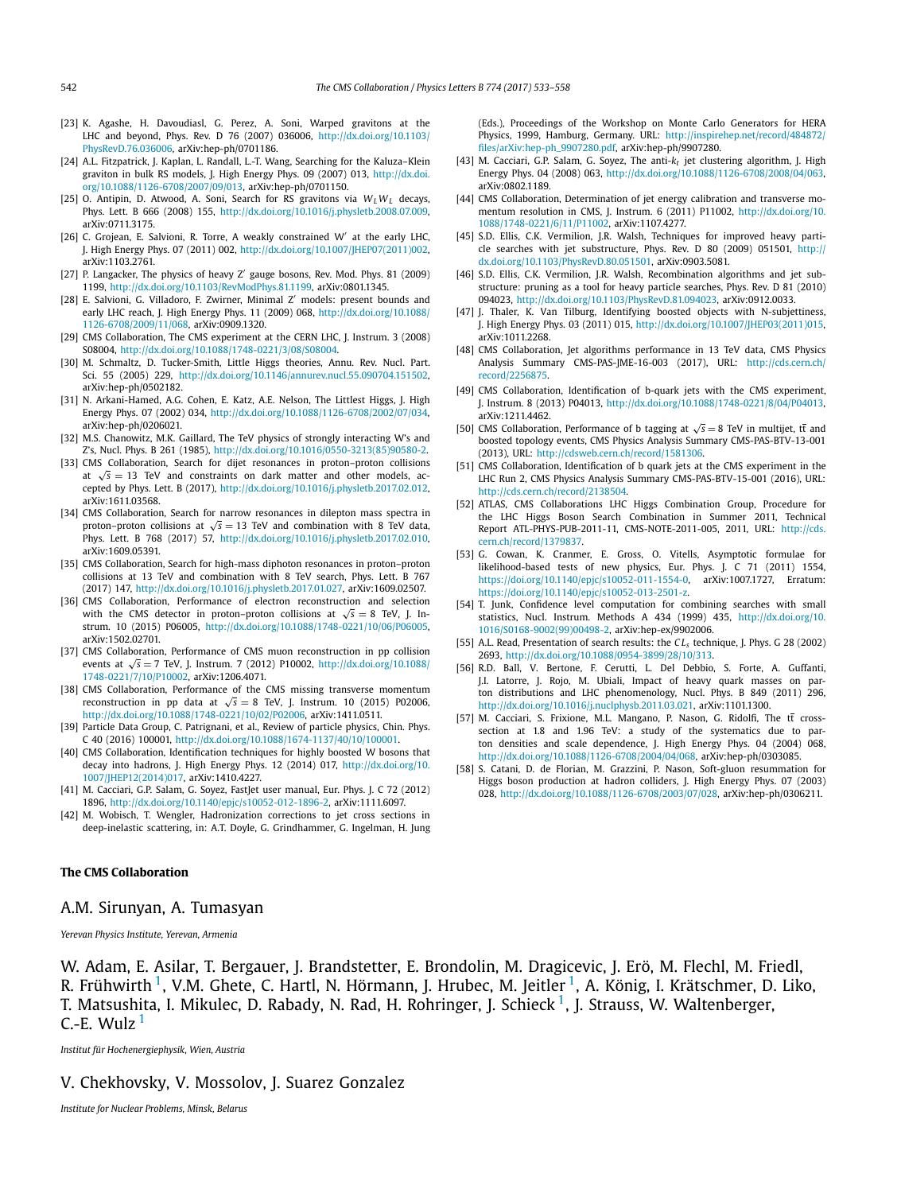[23] K. Agashe, H. Davoudiasl, G. Perez, A. Soni, Warped gravitons at the LHC and beyond, Phys. Rev. D 76 (2007) 036006, http://dx.doi.org/10.1103/PhysRevD.76.036006, arXiv:hep-ph/0701186.

[24] A.L. Fitzpatrick, J. Kaplan, L. Randall, L.-T. Wang, Searching for the Kaluza–Klein graviton in bulk RS models, J. High Energy Phys. 09 (2007) 013, http://dx.doi.org/10.1088/1126-6708/2007/09/013, arXiv:hep-ph/0701150.

[25] O. Antipin, D. Atwood, A. Soni, Search for RS gravitons via $W_L W_L$ decays, Phys. Lett. B 666 (2008) 155, http://dx.doi.org/10.1016/j.physletb.2008.07.009, arXiv:0711.3175.

[26] C. Grojean, E. Salvioni, R. Torre, A weakly constrained W′ at the early LHC, J. High Energy Phys. 07 (2011) 002, http://dx.doi.org/10.1007/JHEP07(2011)002, arXiv:1103.2761.

[27] P. Langacker, The physics of heavy Z′ gauge bosons, Rev. Mod. Phys. 81 (2009) 1199, http://dx.doi.org/10.1103/RevModPhys.81.1199, arXiv:0801.1345.

[28] E. Salvioni, G. Villadoro, F. Zwirner, Minimal Z′ models: present bounds and early LHC reach, J. High Energy Phys. 11 (2009) 068, http://dx.doi.org/10.1088/1126-6708/2009/11/068, arXiv:0909.1320.

[29] CMS Collaboration, The CMS experiment at the CERN LHC, J. Instrum. 3 (2008) S08004, http://dx.doi.org/10.1088/1748-0221/3/08/S08004.

[30] M. Schmaltz, D. Tucker-Smith, Little Higgs theories, Annu. Rev. Nucl. Part. Sci. 55 (2005) 229, http://dx.doi.org/10.1146/annurev.nucl.55.090704.151502, arXiv:hep-ph/0502182.

[31] N. Arkani-Hamed, A.G. Cohen, E. Katz, A.E. Nelson, The Littlest Higgs, J. High Energy Phys. 07 (2002) 034, http://dx.doi.org/10.1088/1126-6708/2002/07/034, arXiv:hep-ph/0206021.

[32] M.S. Chanowitz, M.K. Gaillard, The TeV physics of strongly interacting W's and Z's, Nucl. Phys. B 261 (1985), http://dx.doi.org/10.1016/0550-3213(85)90580-2.

[33] CMS Collaboration, Search for dijet resonances in proton–proton collisions at $\sqrt{s} = 13$ TeV and constraints on dark matter and other models, accepted by Phys. Lett. B (2017), http://dx.doi.org/10.1016/j.physletb.2017.02.012, arXiv:1611.03568.

[34] CMS Collaboration, Search for narrow resonances in dilepton mass spectra in proton–proton collisions at $\sqrt{s} = 13$ TeV and combination with 8 TeV data, Phys. Lett. B 768 (2017) 57, http://dx.doi.org/10.1016/j.physletb.2017.02.010, arXiv:1609.05391.

[35] CMS Collaboration, Search for high-mass diphoton resonances in proton–proton collisions at 13 TeV and combination with 8 TeV search, Phys. Lett. B 767 (2017) 147, http://dx.doi.org/10.1016/j.physletb.2017.01.027, arXiv:1609.02507.

[36] CMS Collaboration, Performance of electron reconstruction and selection with the CMS detector in proton–proton collisions at $\sqrt{s} = 8$ TeV, J. Instrum. 10 (2015) P06005, http://dx.doi.org/10.1088/1748-0221/10/06/P06005, arXiv:1502.02701.

[37] CMS Collaboration, Performance of CMS muon reconstruction in pp collision events at $\sqrt{s} = 7$ TeV, J. Instrum. 7 (2012) P10002, http://dx.doi.org/10.1088/1748-0221/7/10/P10002, arXiv:1206.4071.

[38] CMS Collaboration, Performance of the CMS missing transverse momentum reconstruction in pp data at $\sqrt{s} = 8$ TeV, J. Instrum. 10 (2015) P02006, http://dx.doi.org/10.1088/1748-0221/10/02/P02006, arXiv:1411.0511.

[39] Particle Data Group, C. Patrignani, et al., Review of particle physics, Chin. Phys. C 40 (2016) 100001, http://dx.doi.org/10.1088/1674-1137/40/10/100001.

[40] CMS Collaboration, Identification techniques for highly boosted W bosons that decay into hadrons, J. High Energy Phys. 12 (2014) 017, http://dx.doi.org/10.1007/JHEP12(2014)017, arXiv:1410.4227.

[41] M. Cacciari, G.P. Salam, G. Soyez, FastJet user manual, Eur. Phys. J. C 72 (2012) 1896, http://dx.doi.org/10.1140/epjc/s10052-012-1896-2, arXiv:1111.6097.

[42] M. Wobisch, T. Wengler, Hadronization corrections to jet cross sections in deep-inelastic scattering, in: A.T. Doyle, G. Grindhammer, G. Ingelman, H. Jung (Eds.), Proceedings of the Workshop on Monte Carlo Generators for HERA Physics, 1999, Hamburg, Germany. URL: http://inspirehep.net/record/484872/files/arXiv:hep-ph_9907280.pdf, arXiv:hep-ph/9907280.

[43] M. Cacciari, G.P. Salam, G. Soyez, The anti-$k_t$ jet clustering algorithm, J. High Energy Phys. 04 (2008) 063, http://dx.doi.org/10.1088/1126-6708/2008/04/063, arXiv:0802.1189.

[44] CMS Collaboration, Determination of jet energy calibration and transverse momentum resolution in CMS, J. Instrum. 6 (2011) P11002, http://dx.doi.org/10.1088/1748-0221/6/11/P11002, arXiv:1107.4277.

[45] S.D. Ellis, C.K. Vermilion, J.R. Walsh, Techniques for improved heavy particle searches with jet substructure, Phys. Rev. D 80 (2009) 051501, http://dx.doi.org/10.1103/PhysRevD.80.051501, arXiv:0903.5081.

[46] S.D. Ellis, C.K. Vermilion, J.R. Walsh, Recombination algorithms and jet substructure: pruning as a tool for heavy particle searches, Phys. Rev. D 81 (2010) 094023, http://dx.doi.org/10.1103/PhysRevD.81.094023, arXiv:0912.0033.

[47] J. Thaler, K. Van Tilburg, Identifying boosted objects with N-subjettiness, J. High Energy Phys. 03 (2011) 015, http://dx.doi.org/10.1007/JHEP03(2011)015, arXiv:1011.2268.

[48] CMS Collaboration, Jet algorithms performance in 13 TeV data, CMS Physics Analysis Summary CMS-PAS-JME-16-003 (2017), URL: http://cds.cern.ch/record/2256875.

[49] CMS Collaboration, Identification of b-quark jets with the CMS experiment, J. Instrum. 8 (2013) P04013, http://dx.doi.org/10.1088/1748-0221/8/04/P04013, arXiv:1211.4462.

[50] CMS Collaboration, Performance of b tagging at $\sqrt{s} = 8$ TeV in multijet, $t\bar{t}$ and boosted topology events, CMS Physics Analysis Summary CMS-PAS-BTV-13-001 (2013), URL: http://cdsweb.cern.ch/record/1581306.

[51] CMS Collaboration, Identification of b quark jets at the CMS experiment in the LHC Run 2, CMS Physics Analysis Summary CMS-PAS-BTV-15-001 (2016), URL: http://cds.cern.ch/record/2138504.

[52] ATLAS, CMS Collaborations LHC Higgs Combination Group, Procedure for the LHC Higgs Boson Search Combination in Summer 2011, Technical Report ATL-PHYS-PUB-2011-11, CMS-NOTE-2011-005, 2011, URL: http://cds.cern.ch/record/1379837.

[53] G. Cowan, K. Cranmer, E. Gross, O. Vitells, Asymptotic formulae for likelihood-based tests of new physics, Eur. Phys. J. C 71 (2011) 1554, https://doi.org/10.1140/epjc/s10052-011-1554-0, arXiv:1007.1727, Erratum: https://doi.org/10.1140/epjc/s10052-013-2501-z.

[54] T. Junk, Confidence level computation for combining searches with small statistics, Nucl. Instrum. Methods A 434 (1999) 435, http://dx.doi.org/10.1016/S0168-9002(99)00498-2, arXiv:hep-ex/9902006.

[55] A.L. Read, Presentation of search results: the $CL_s$ technique, J. Phys. G 28 (2002) 2693, http://dx.doi.org/10.1088/0954-3899/28/10/313.

[56] R.D. Ball, V. Bertone, F. Cerutti, L. Del Debbio, S. Forte, A. Guffanti, J.I. Latorre, J. Rojo, M. Ubiali, Impact of heavy quark masses on parton distributions and LHC phenomenology, Nucl. Phys. B 849 (2011) 296, http://dx.doi.org/10.1016/j.nuclphysb.2011.03.021, arXiv:1101.1300.

[57] M. Cacciari, S. Frixione, M.L. Mangano, P. Nason, G. Ridolfi, The $t\bar{t}$ cross-section at 1.8 and 1.96 TeV: a study of the systematics due to parton densities and scale dependence, J. High Energy Phys. 04 (2004) 068, http://dx.doi.org/10.1088/1126-6708/2004/04/068, arXiv:hep-ph/0303085.

[58] S. Catani, D. de Florian, M. Grazzini, P. Nason, Soft-gluon resummation for Higgs boson production at hadron colliders, J. High Energy Phys. 07 (2003) 028, http://dx.doi.org/10.1088/1126-6708/2003/07/028, arXiv:hep-ph/0306211.

## The CMS Collaboration

A.M. Sirunyan, A. Tumasyan

*Yerevan Physics Institute, Yerevan, Armenia*

W. Adam, E. Asilar, T. Bergauer, J. Brandstetter, E. Brondolin, M. Dragicevic, J. Erö, M. Flechl, M. Friedl, R. Frühwirth [1], V.M. Ghete, C. Hartl, N. Hörmann, J. Hrubec, M. Jeitler [1], A. König, I. Krätschmer, D. Liko, T. Matsushita, I. Mikulec, D. Rabady, N. Rad, H. Rohringer, J. Schieck [1], J. Strauss, W. Waltenberger, C.-E. Wulz [1]

*Institut für Hochenergiephysik, Wien, Austria*

V. Chekhovsky, V. Mossolov, J. Suarez Gonzalez

*Institute for Nuclear Problems, Minsk, Belarus*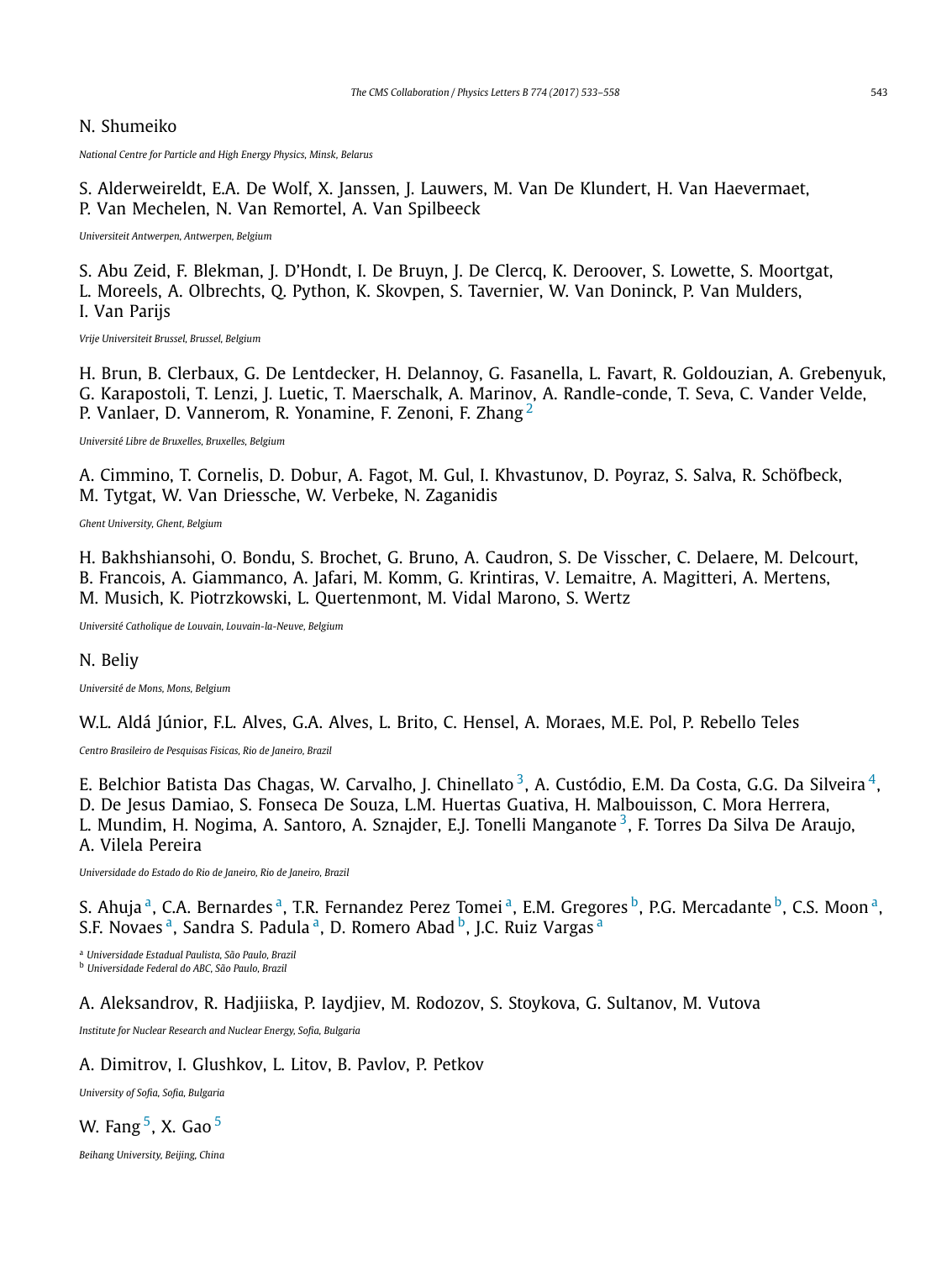N. Shumeiko

*National Centre for Particle and High Energy Physics, Minsk, Belarus*

S. Alderweireldt, E.A. De Wolf, X. Janssen, J. Lauwers, M. Van De Klundert, H. Van Haevermaet, P. Van Mechelen, N. Van Remortel, A. Van Spilbeeck

*Universiteit Antwerpen, Antwerpen, Belgium*

S. Abu Zeid, F. Blekman, J. D'Hondt, I. De Bruyn, J. De Clercq, K. Deroover, S. Lowette, S. Moortgat, L. Moreels, A. Olbrechts, Q. Python, K. Skovpen, S. Tavernier, W. Van Doninck, P. Van Mulders, I. Van Parijs

*Vrije Universiteit Brussel, Brussel, Belgium*

H. Brun, B. Clerbaux, G. De Lentdecker, H. Delannoy, G. Fasanella, L. Favart, R. Goldouzian, A. Grebenyuk, G. Karapostoli, T. Lenzi, J. Luetic, T. Maerschalk, A. Marinov, A. Randle-conde, T. Seva, C. Vander Velde, P. Vanlaer, D. Vannerom, R. Yonamine, F. Zenoni, F. Zhang [2]

*Université Libre de Bruxelles, Bruxelles, Belgium*

A. Cimmino, T. Cornelis, D. Dobur, A. Fagot, M. Gul, I. Khvastunov, D. Poyraz, S. Salva, R. Schöfbeck, M. Tytgat, W. Van Driessche, W. Verbeke, N. Zaganidis

*Ghent University, Ghent, Belgium*

H. Bakhshiansohi, O. Bondu, S. Brochet, G. Bruno, A. Caudron, S. De Visscher, C. Delaere, M. Delcourt, B. Francois, A. Giammanco, A. Jafari, M. Komm, G. Krintiras, V. Lemaitre, A. Magitteri, A. Mertens, M. Musich, K. Piotrzkowski, L. Quertenmont, M. Vidal Marono, S. Wertz

*Université Catholique de Louvain, Louvain-la-Neuve, Belgium*

N. Beliy

*Université de Mons, Mons, Belgium*

W.L. Aldá Júnior, F.L. Alves, G.A. Alves, L. Brito, C. Hensel, A. Moraes, M.E. Pol, P. Rebello Teles

*Centro Brasileiro de Pesquisas Fisicas, Rio de Janeiro, Brazil*

E. Belchior Batista Das Chagas, W. Carvalho, J. Chinellato [3], A. Custódio, E.M. Da Costa, G.G. Da Silveira [4], D. De Jesus Damiao, S. Fonseca De Souza, L.M. Huertas Guativa, H. Malbouisson, C. Mora Herrera, L. Mundim, H. Nogima, A. Santoro, A. Sznajder, E.J. Tonelli Manganote [3], F. Torres Da Silva De Araujo, A. Vilela Pereira

*Universidade do Estado do Rio de Janeiro, Rio de Janeiro, Brazil*

S. Ahuja [a], C.A. Bernardes [a], T.R. Fernandez Perez Tomei [a], E.M. Gregores [b], P.G. Mercadante [b], C.S. Moon [a], S.F. Novaes [a], Sandra S. Padula [a], D. Romero Abad [b], J.C. Ruiz Vargas [a]

[a] *Universidade Estadual Paulista, São Paulo, Brazil*
[b] *Universidade Federal do ABC, São Paulo, Brazil*

A. Aleksandrov, R. Hadjiiska, P. Iaydjiev, M. Rodozov, S. Stoykova, G. Sultanov, M. Vutova

*Institute for Nuclear Research and Nuclear Energy, Sofia, Bulgaria*

A. Dimitrov, I. Glushkov, L. Litov, B. Pavlov, P. Petkov

*University of Sofia, Sofia, Bulgaria*

W. Fang [5], X. Gao [5]

*Beihang University, Beijing, China*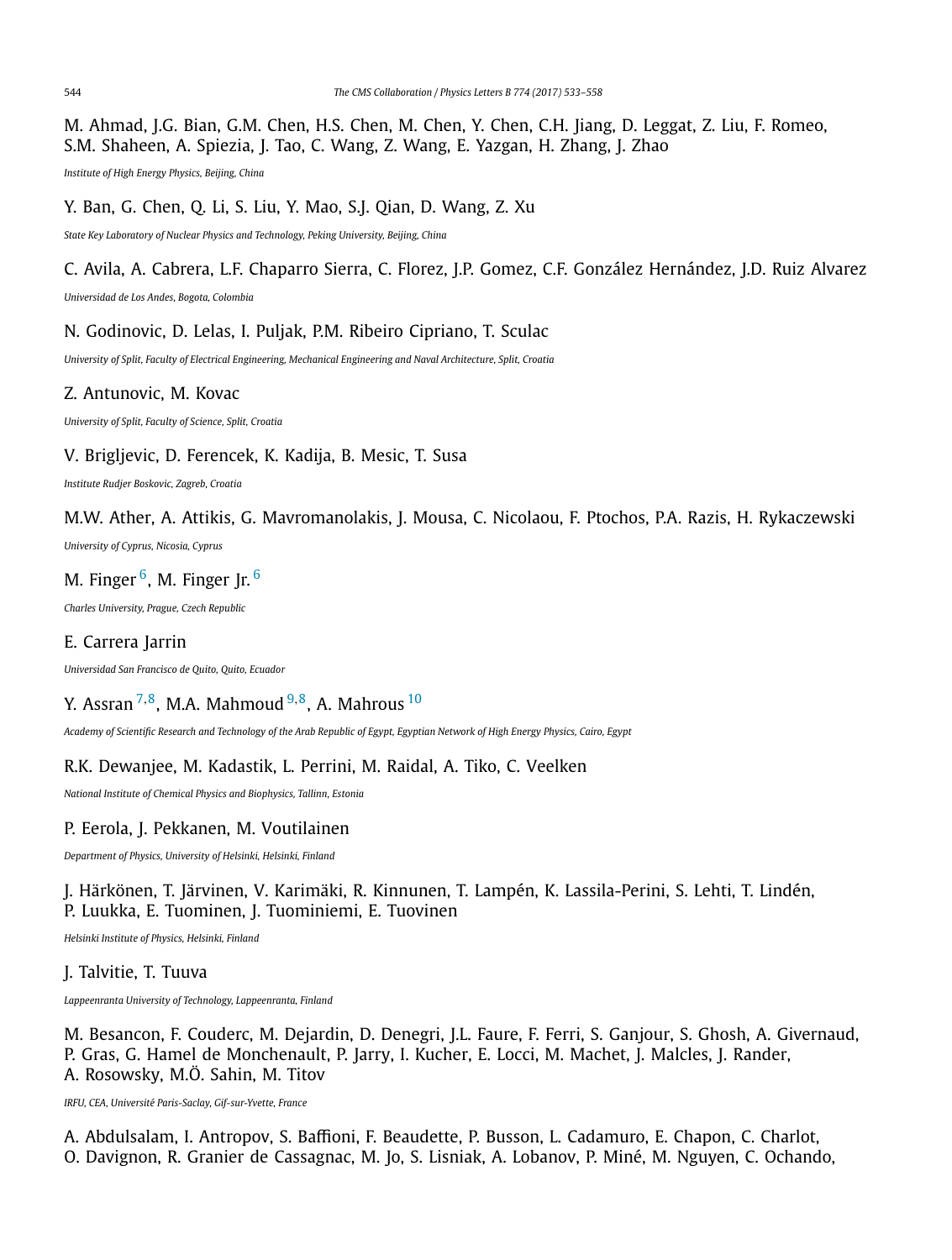M. Ahmad, J.G. Bian, G.M. Chen, H.S. Chen, M. Chen, Y. Chen, C.H. Jiang, D. Leggat, Z. Liu, F. Romeo, S.M. Shaheen, A. Spiezia, J. Tao, C. Wang, Z. Wang, E. Yazgan, H. Zhang, J. Zhao

*Institute of High Energy Physics, Beijing, China*

Y. Ban, G. Chen, Q. Li, S. Liu, Y. Mao, S.J. Qian, D. Wang, Z. Xu

*State Key Laboratory of Nuclear Physics and Technology, Peking University, Beijing, China*

C. Avila, A. Cabrera, L.F. Chaparro Sierra, C. Florez, J.P. Gomez, C.F. González Hernández, J.D. Ruiz Alvarez

*Universidad de Los Andes, Bogota, Colombia*

N. Godinovic, D. Lelas, I. Puljak, P.M. Ribeiro Cipriano, T. Sculac

*University of Split, Faculty of Electrical Engineering, Mechanical Engineering and Naval Architecture, Split, Croatia*

Z. Antunovic, M. Kovac

*University of Split, Faculty of Science, Split, Croatia*

V. Brigljevic, D. Ferencek, K. Kadija, B. Mesic, T. Susa

*Institute Rudjer Boskovic, Zagreb, Croatia*

M.W. Ather, A. Attikis, G. Mavromanolakis, J. Mousa, C. Nicolaou, F. Ptochos, P.A. Razis, H. Rykaczewski

*University of Cyprus, Nicosia, Cyprus*

M. Finger [6], M. Finger Jr. [6]

*Charles University, Prague, Czech Republic*

E. Carrera Jarrin

*Universidad San Francisco de Quito, Quito, Ecuador*

Y. Assran [7,8], M.A. Mahmoud [9,8], A. Mahrous [10]

*Academy of Scientific Research and Technology of the Arab Republic of Egypt, Egyptian Network of High Energy Physics, Cairo, Egypt*

R.K. Dewanjee, M. Kadastik, L. Perrini, M. Raidal, A. Tiko, C. Veelken

*National Institute of Chemical Physics and Biophysics, Tallinn, Estonia*

P. Eerola, J. Pekkanen, M. Voutilainen

*Department of Physics, University of Helsinki, Helsinki, Finland*

J. Härkönen, T. Järvinen, V. Karimäki, R. Kinnunen, T. Lampén, K. Lassila-Perini, S. Lehti, T. Lindén, P. Luukka, E. Tuominen, J. Tuominiemi, E. Tuovinen

*Helsinki Institute of Physics, Helsinki, Finland*

J. Talvitie, T. Tuuva

*Lappeenranta University of Technology, Lappeenranta, Finland*

M. Besancon, F. Couderc, M. Dejardin, D. Denegri, J.L. Faure, F. Ferri, S. Ganjour, S. Ghosh, A. Givernaud, P. Gras, G. Hamel de Monchenault, P. Jarry, I. Kucher, E. Locci, M. Machet, J. Malcles, J. Rander, A. Rosowsky, M.Ö. Sahin, M. Titov

*IRFU, CEA, Université Paris-Saclay, Gif-sur-Yvette, France*

A. Abdulsalam, I. Antropov, S. Baffioni, F. Beaudette, P. Busson, L. Cadamuro, E. Chapon, C. Charlot, O. Davignon, R. Granier de Cassagnac, M. Jo, S. Lisniak, A. Lobanov, P. Miné, M. Nguyen, C. Ochando,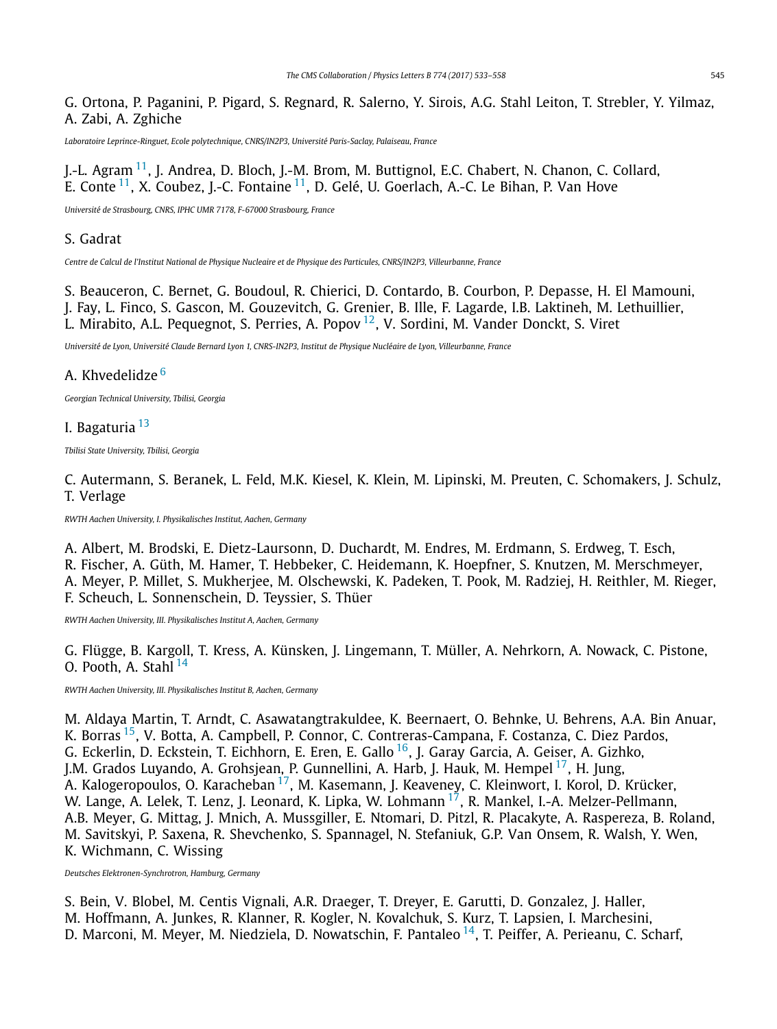G. Ortona, P. Paganini, P. Pigard, S. Regnard, R. Salerno, Y. Sirois, A.G. Stahl Leiton, T. Strebler, Y. Yilmaz, A. Zabi, A. Zghiche

*Laboratoire Leprince-Ringuet, Ecole polytechnique, CNRS/IN2P3, Université Paris-Saclay, Palaiseau, France*

J.-L. Agram [11], J. Andrea, D. Bloch, J.-M. Brom, M. Buttignol, E.C. Chabert, N. Chanon, C. Collard, E. Conte [11], X. Coubez, J.-C. Fontaine [11], D. Gelé, U. Goerlach, A.-C. Le Bihan, P. Van Hove

*Université de Strasbourg, CNRS, IPHC UMR 7178, F-67000 Strasbourg, France*

S. Gadrat

*Centre de Calcul de l'Institut National de Physique Nucleaire et de Physique des Particules, CNRS/IN2P3, Villeurbanne, France*

S. Beauceron, C. Bernet, G. Boudoul, R. Chierici, D. Contardo, B. Courbon, P. Depasse, H. El Mamouni, J. Fay, L. Finco, S. Gascon, M. Gouzevitch, G. Grenier, B. Ille, F. Lagarde, I.B. Laktineh, M. Lethuillier, L. Mirabito, A.L. Pequegnot, S. Perries, A. Popov [12], V. Sordini, M. Vander Donckt, S. Viret

*Université de Lyon, Université Claude Bernard Lyon 1, CNRS-IN2P3, Institut de Physique Nucléaire de Lyon, Villeurbanne, France*

A. Khvedelidze [6]

*Georgian Technical University, Tbilisi, Georgia*

I. Bagaturia [13]

*Tbilisi State University, Tbilisi, Georgia*

C. Autermann, S. Beranek, L. Feld, M.K. Kiesel, K. Klein, M. Lipinski, M. Preuten, C. Schomakers, J. Schulz, T. Verlage

*RWTH Aachen University, I. Physikalisches Institut, Aachen, Germany*

A. Albert, M. Brodski, E. Dietz-Laursonn, D. Duchardt, M. Endres, M. Erdmann, S. Erdweg, T. Esch, R. Fischer, A. Güth, M. Hamer, T. Hebbeker, C. Heidemann, K. Hoepfner, S. Knutzen, M. Merschmeyer, A. Meyer, P. Millet, S. Mukherjee, M. Olschewski, K. Padeken, T. Pook, M. Radziej, H. Reithler, M. Rieger, F. Scheuch, L. Sonnenschein, D. Teyssier, S. Thüer

*RWTH Aachen University, III. Physikalisches Institut A, Aachen, Germany*

G. Flügge, B. Kargoll, T. Kress, A. Künsken, J. Lingemann, T. Müller, A. Nehrkorn, A. Nowack, C. Pistone, O. Pooth, A. Stahl [14]

*RWTH Aachen University, III. Physikalisches Institut B, Aachen, Germany*

M. Aldaya Martin, T. Arndt, C. Asawatangtrakuldee, K. Beernaert, O. Behnke, U. Behrens, A.A. Bin Anuar, K. Borras [15], V. Botta, A. Campbell, P. Connor, C. Contreras-Campana, F. Costanza, C. Diez Pardos, G. Eckerlin, D. Eckstein, T. Eichhorn, E. Eren, E. Gallo [16], J. Garay Garcia, A. Geiser, A. Gizhko, J.M. Grados Luyando, A. Grohsjean, P. Gunnellini, A. Harb, J. Hauk, M. Hempel [17], H. Jung, A. Kalogeropoulos, O. Karacheban [17], M. Kasemann, J. Keaveney, C. Kleinwort, I. Korol, D. Krücker, W. Lange, A. Lelek, T. Lenz, J. Leonard, K. Lipka, W. Lohmann [17], R. Mankel, I.-A. Melzer-Pellmann, A.B. Meyer, G. Mittag, J. Mnich, A. Mussgiller, E. Ntomari, D. Pitzl, R. Placakyte, A. Raspereza, B. Roland, M. Savitskyi, P. Saxena, R. Shevchenko, S. Spannagel, N. Stefaniuk, G.P. Van Onsem, R. Walsh, Y. Wen, K. Wichmann, C. Wissing

*Deutsches Elektronen-Synchrotron, Hamburg, Germany*

S. Bein, V. Blobel, M. Centis Vignali, A.R. Draeger, T. Dreyer, E. Garutti, D. Gonzalez, J. Haller, M. Hoffmann, A. Junkes, R. Klanner, R. Kogler, N. Kovalchuk, S. Kurz, T. Lapsien, I. Marchesini, D. Marconi, M. Meyer, M. Niedziela, D. Nowatschin, F. Pantaleo [14], T. Peiffer, A. Perieanu, C. Scharf,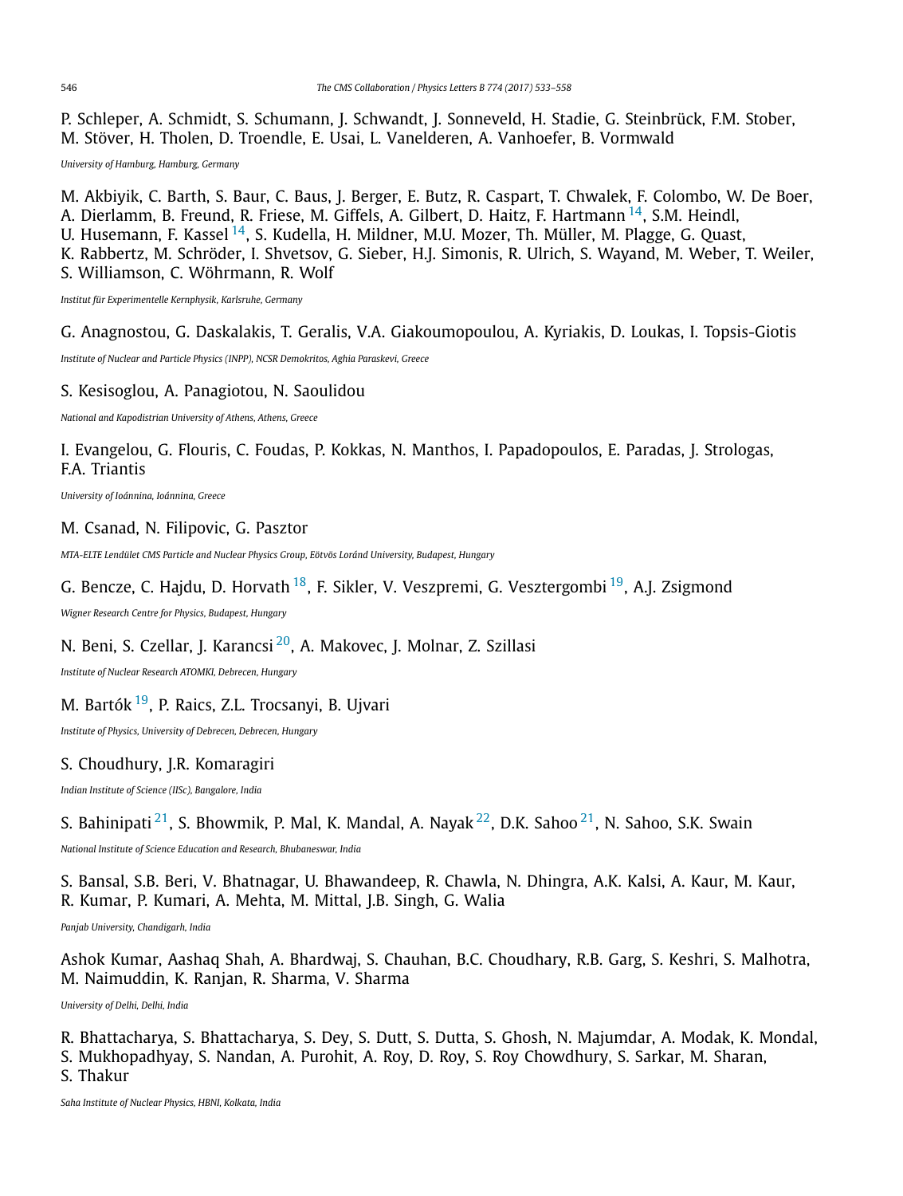P. Schleper, A. Schmidt, S. Schumann, J. Schwandt, J. Sonneveld, H. Stadie, G. Steinbrück, F.M. Stober, M. Stöver, H. Tholen, D. Troendle, E. Usai, L. Vanelderen, A. Vanhoefer, B. Vormwald

*University of Hamburg, Hamburg, Germany*

M. Akbiyik, C. Barth, S. Baur, C. Baus, J. Berger, E. Butz, R. Caspart, T. Chwalek, F. Colombo, W. De Boer, A. Dierlamm, B. Freund, R. Friese, M. Giffels, A. Gilbert, D. Haitz, F. Hartmann [14], S.M. Heindl, U. Husemann, F. Kassel [14], S. Kudella, H. Mildner, M.U. Mozer, Th. Müller, M. Plagge, G. Quast, K. Rabbertz, M. Schröder, I. Shvetsov, G. Sieber, H.J. Simonis, R. Ulrich, S. Wayand, M. Weber, T. Weiler, S. Williamson, C. Wöhrmann, R. Wolf

*Institut für Experimentelle Kernphysik, Karlsruhe, Germany*

G. Anagnostou, G. Daskalakis, T. Geralis, V.A. Giakoumopoulou, A. Kyriakis, D. Loukas, I. Topsis-Giotis

*Institute of Nuclear and Particle Physics (INPP), NCSR Demokritos, Aghia Paraskevi, Greece*

S. Kesisoglou, A. Panagiotou, N. Saoulidou

*National and Kapodistrian University of Athens, Athens, Greece*

I. Evangelou, G. Flouris, C. Foudas, P. Kokkas, N. Manthos, I. Papadopoulos, E. Paradas, J. Strologas, F.A. Triantis

*University of Ioánnina, Ioánnina, Greece*

M. Csanad, N. Filipovic, G. Pasztor

*MTA-ELTE Lendület CMS Particle and Nuclear Physics Group, Eötvös Loránd University, Budapest, Hungary*

G. Bencze, C. Hajdu, D. Horvath [18], F. Sikler, V. Veszpremi, G. Vesztergombi [19], A.J. Zsigmond

*Wigner Research Centre for Physics, Budapest, Hungary*

N. Beni, S. Czellar, J. Karancsi [20], A. Makovec, J. Molnar, Z. Szillasi

*Institute of Nuclear Research ATOMKI, Debrecen, Hungary*

M. Bartók [19], P. Raics, Z.L. Trocsanyi, B. Ujvari

*Institute of Physics, University of Debrecen, Debrecen, Hungary*

S. Choudhury, J.R. Komaragiri

*Indian Institute of Science (IISc), Bangalore, India*

S. Bahinipati [21], S. Bhowmik, P. Mal, K. Mandal, A. Nayak [22], D.K. Sahoo [21], N. Sahoo, S.K. Swain

*National Institute of Science Education and Research, Bhubaneswar, India*

S. Bansal, S.B. Beri, V. Bhatnagar, U. Bhawandeep, R. Chawla, N. Dhingra, A.K. Kalsi, A. Kaur, M. Kaur, R. Kumar, P. Kumari, A. Mehta, M. Mittal, J.B. Singh, G. Walia

*Panjab University, Chandigarh, India*

Ashok Kumar, Aashaq Shah, A. Bhardwaj, S. Chauhan, B.C. Choudhary, R.B. Garg, S. Keshri, S. Malhotra, M. Naimuddin, K. Ranjan, R. Sharma, V. Sharma

*University of Delhi, Delhi, India*

R. Bhattacharya, S. Bhattacharya, S. Dey, S. Dutt, S. Dutta, S. Ghosh, N. Majumdar, A. Modak, K. Mondal, S. Mukhopadhyay, S. Nandan, A. Purohit, A. Roy, D. Roy, S. Roy Chowdhury, S. Sarkar, M. Sharan, S. Thakur

*Saha Institute of Nuclear Physics, HBNI, Kolkata, India*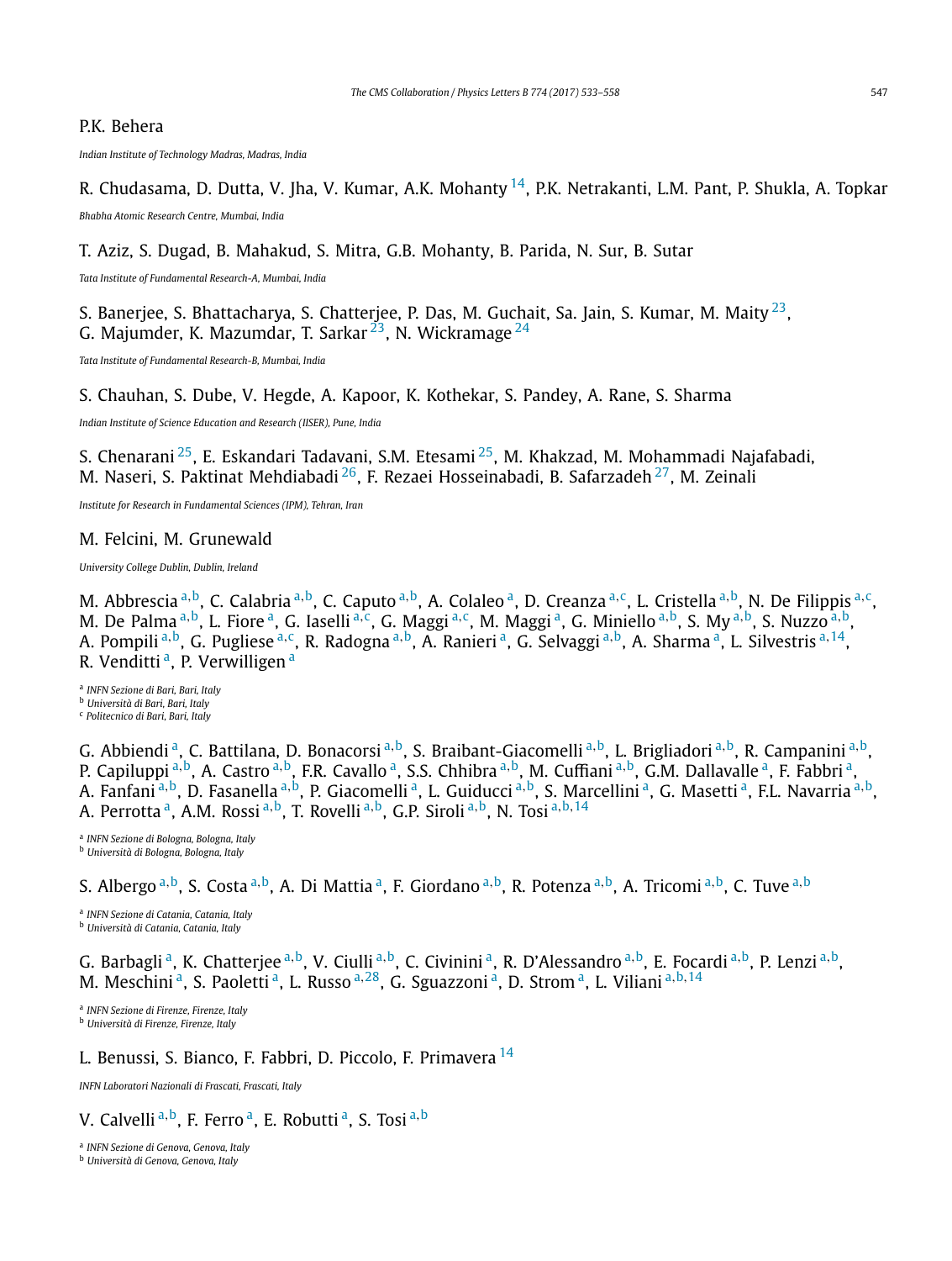P.K. Behera

*Indian Institute of Technology Madras, Madras, India*

R. Chudasama, D. Dutta, V. Jha, V. Kumar, A.K. Mohanty [14], P.K. Netrakanti, L.M. Pant, P. Shukla, A. Topkar

*Bhabha Atomic Research Centre, Mumbai, India*

T. Aziz, S. Dugad, B. Mahakud, S. Mitra, G.B. Mohanty, B. Parida, N. Sur, B. Sutar

*Tata Institute of Fundamental Research-A, Mumbai, India*

S. Banerjee, S. Bhattacharya, S. Chatterjee, P. Das, M. Guchait, Sa. Jain, S. Kumar, M. Maity [23], G. Majumder, K. Mazumdar, T. Sarkar [23], N. Wickramage [24]

*Tata Institute of Fundamental Research-B, Mumbai, India*

S. Chauhan, S. Dube, V. Hegde, A. Kapoor, K. Kothekar, S. Pandey, A. Rane, S. Sharma

*Indian Institute of Science Education and Research (IISER), Pune, India*

S. Chenarani [25], E. Eskandari Tadavani, S.M. Etesami [25], M. Khakzad, M. Mohammadi Najafabadi, M. Naseri, S. Paktinat Mehdiabadi [26], F. Rezaei Hosseinabadi, B. Safarzadeh [27], M. Zeinali

*Institute for Research in Fundamental Sciences (IPM), Tehran, Iran*

M. Felcini, M. Grunewald

*University College Dublin, Dublin, Ireland*

M. Abbrescia [a,b], C. Calabria [a,b], C. Caputo [a,b], A. Colaleo [a], D. Creanza [a,c], L. Cristella [a,b], N. De Filippis [a,c], M. De Palma [a,b], L. Fiore [a], G. Iaselli [a,c], G. Maggi [a,c], M. Maggi [a], G. Miniello [a,b], S. My [a,b], S. Nuzzo [a,b], A. Pompili [a,b], G. Pugliese [a,c], R. Radogna [a,b], A. Ranieri [a], G. Selvaggi [a,b], A. Sharma [a], L. Silvestris [a,14], R. Venditti [a], P. Verwilligen [a]

[a] *INFN Sezione di Bari, Bari, Italy*
[b] *Università di Bari, Bari, Italy*
[c] *Politecnico di Bari, Bari, Italy*

G. Abbiendi [a], C. Battilana, D. Bonacorsi [a,b], S. Braibant-Giacomelli [a,b], L. Brigliadori [a,b], R. Campanini [a,b], P. Capiluppi [a,b], A. Castro [a,b], F.R. Cavallo [a], S.S. Chhibra [a,b], M. Cuffiani [a,b], G.M. Dallavalle [a], F. Fabbri [a], A. Fanfani [a,b], D. Fasanella [a,b], P. Giacomelli [a], L. Guiducci [a,b], S. Marcellini [a], G. Masetti [a], F.L. Navarria [a,b], A. Perrotta [a], A.M. Rossi [a,b], T. Rovelli [a,b], G.P. Siroli [a,b], N. Tosi [a,b,14]

[a] *INFN Sezione di Bologna, Bologna, Italy*
[b] *Università di Bologna, Bologna, Italy*

S. Albergo [a,b], S. Costa [a,b], A. Di Mattia [a], F. Giordano [a,b], R. Potenza [a,b], A. Tricomi [a,b], C. Tuve [a,b]

[a] *INFN Sezione di Catania, Catania, Italy*
[b] *Università di Catania, Catania, Italy*

G. Barbagli [a], K. Chatterjee [a,b], V. Ciulli [a,b], C. Civinini [a], R. D'Alessandro [a,b], E. Focardi [a,b], P. Lenzi [a,b], M. Meschini [a], S. Paoletti [a], L. Russo [a,28], G. Sguazzoni [a], D. Strom [a], L. Viliani [a,b,14]

[a] *INFN Sezione di Firenze, Firenze, Italy*
[b] *Università di Firenze, Firenze, Italy*

L. Benussi, S. Bianco, F. Fabbri, D. Piccolo, F. Primavera [14]

*INFN Laboratori Nazionali di Frascati, Frascati, Italy*

V. Calvelli [a,b], F. Ferro [a], E. Robutti [a], S. Tosi [a,b]

[a] *INFN Sezione di Genova, Genova, Italy*
[b] *Università di Genova, Genova, Italy*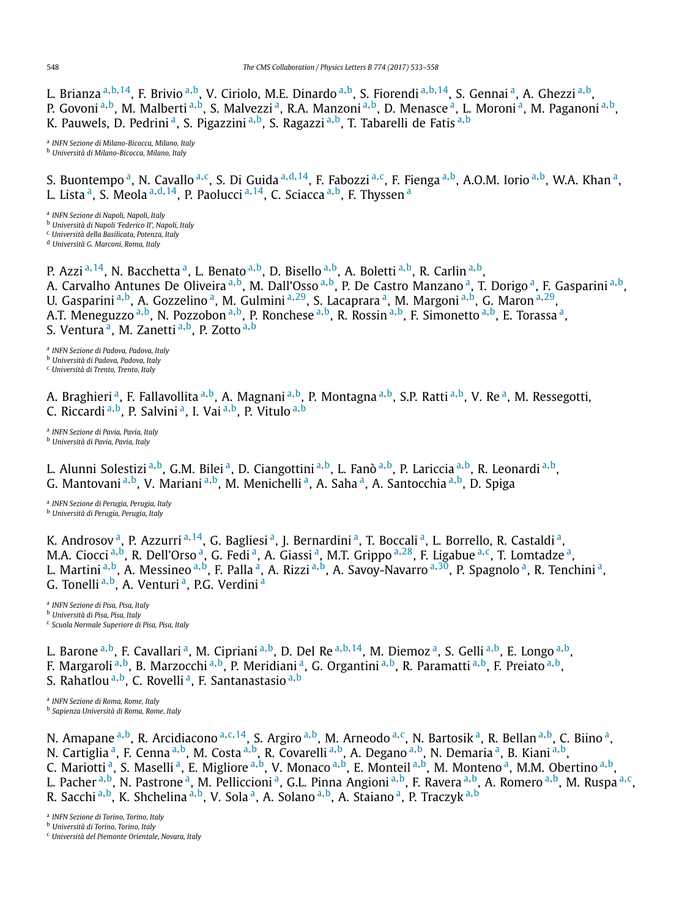L. Brianza [a,b,14], F. Brivio [a,b], V. Ciriolo, M.E. Dinardo [a,b], S. Fiorendi [a,b,14], S. Gennai [a], A. Ghezzi [a,b], P. Govoni [a,b], M. Malberti [a,b], S. Malvezzi [a], R.A. Manzoni [a,b], D. Menasce [a], L. Moroni [a], M. Paganoni [a,b], K. Pauwels, D. Pedrini [a], S. Pigazzini [a,b], S. Ragazzi [a,b], T. Tabarelli de Fatis [a,b]

[a] *INFN Sezione di Milano-Bicocca, Milano, Italy*
[b] *Università di Milano-Bicocca, Milano, Italy*

S. Buontempo [a], N. Cavallo [a,c], S. Di Guida [a,d,14], F. Fabozzi [a,c], F. Fienga [a,b], A.O.M. Iorio [a,b], W.A. Khan [a], L. Lista [a], S. Meola [a,d,14], P. Paolucci [a,14], C. Sciacca [a,b], F. Thyssen [a]

[a] *INFN Sezione di Napoli, Napoli, Italy*
[b] *Università di Napoli 'Federico II', Napoli, Italy*
[c] *Università della Basilicata, Potenza, Italy*
[d] *Università G. Marconi, Roma, Italy*

P. Azzi [a,14], N. Bacchetta [a], L. Benato [a,b], D. Bisello [a,b], A. Boletti [a,b], R. Carlin [a,b], A. Carvalho Antunes De Oliveira [a,b], M. Dall'Osso [a,b], P. De Castro Manzano [a], T. Dorigo [a], F. Gasparini [a,b], U. Gasparini [a,b], A. Gozzelino [a], M. Gulmini [a,29], S. Lacaprara [a], M. Margoni [a,b], G. Maron [a,29], A.T. Meneguzzo [a,b], N. Pozzobon [a,b], P. Ronchese [a,b], R. Rossin [a,b], F. Simonetto [a,b], E. Torassa [a], S. Ventura [a], M. Zanetti [a,b], P. Zotto [a,b]

[a] *INFN Sezione di Padova, Padova, Italy*
[b] *Università di Padova, Padova, Italy*
[c] *Università di Trento, Trento, Italy*

A. Braghieri [a], F. Fallavollita [a,b], A. Magnani [a,b], P. Montagna [a,b], S.P. Ratti [a,b], V. Re [a], M. Ressegotti, C. Riccardi [a,b], P. Salvini [a], I. Vai [a,b], P. Vitulo [a,b]

[a] *INFN Sezione di Pavia, Pavia, Italy*
[b] *Università di Pavia, Pavia, Italy*

L. Alunni Solestizi [a,b], G.M. Bilei [a], D. Ciangottini [a,b], L. Fanò [a,b], P. Lariccia [a,b], R. Leonardi [a,b], G. Mantovani [a,b], V. Mariani [a,b], M. Menichelli [a], A. Saha [a], A. Santocchia [a,b], D. Spiga

[a] *INFN Sezione di Perugia, Perugia, Italy*
[b] *Università di Perugia, Perugia, Italy*

K. Androsov [a], P. Azzurri [a,14], G. Bagliesi [a], J. Bernardini [a], T. Boccali [a], L. Borrello, R. Castaldi [a], M.A. Ciocci [a,b], R. Dell'Orso [a], G. Fedi [a], A. Giassi [a], M.T. Grippo [a,28], F. Ligabue [a,c], T. Lomtadze [a], L. Martini [a,b], A. Messineo [a,b], F. Palla [a], A. Rizzi [a,b], A. Savoy-Navarro [a,30], P. Spagnolo [a], R. Tenchini [a], G. Tonelli [a,b], A. Venturi [a], P.G. Verdini [a]

[a] *INFN Sezione di Pisa, Pisa, Italy*
[b] *Università di Pisa, Pisa, Italy*
[c] *Scuola Normale Superiore di Pisa, Pisa, Italy*

L. Barone [a,b], F. Cavallari [a], M. Cipriani [a,b], D. Del Re [a,b,14], M. Diemoz [a], S. Gelli [a,b], E. Longo [a,b], F. Margaroli [a,b], B. Marzocchi [a,b], P. Meridiani [a], G. Organtini [a,b], R. Paramatti [a,b], F. Preiato [a,b], S. Rahatlou [a,b], C. Rovelli [a], F. Santanastasio [a,b]

[a] *INFN Sezione di Roma, Rome, Italy*
[b] *Sapienza Università di Roma, Rome, Italy*

N. Amapane [a,b], R. Arcidiacono [a,c,14], S. Argiro [a,b], M. Arneodo [a,c], N. Bartosik [a], R. Bellan [a,b], C. Biino [a], N. Cartiglia [a], F. Cenna [a,b], M. Costa [a,b], R. Covarelli [a,b], A. Degano [a,b], N. Demaria [a], B. Kiani [a,b], C. Mariotti [a], S. Maselli [a], E. Migliore [a,b], V. Monaco [a,b], E. Monteil [a,b], M. Monteno [a], M.M. Obertino [a,b], L. Pacher [a,b], N. Pastrone [a], M. Pelliccioni [a], G.L. Pinna Angioni [a,b], F. Ravera [a,b], A. Romero [a,b], M. Ruspa [a,c], R. Sacchi [a,b], K. Shchelina [a,b], V. Sola [a], A. Solano [a,b], A. Staiano [a], P. Traczyk [a,b]

[a] *INFN Sezione di Torino, Torino, Italy*
[b] *Università di Torino, Torino, Italy*
[c] *Università del Piemonte Orientale, Novara, Italy*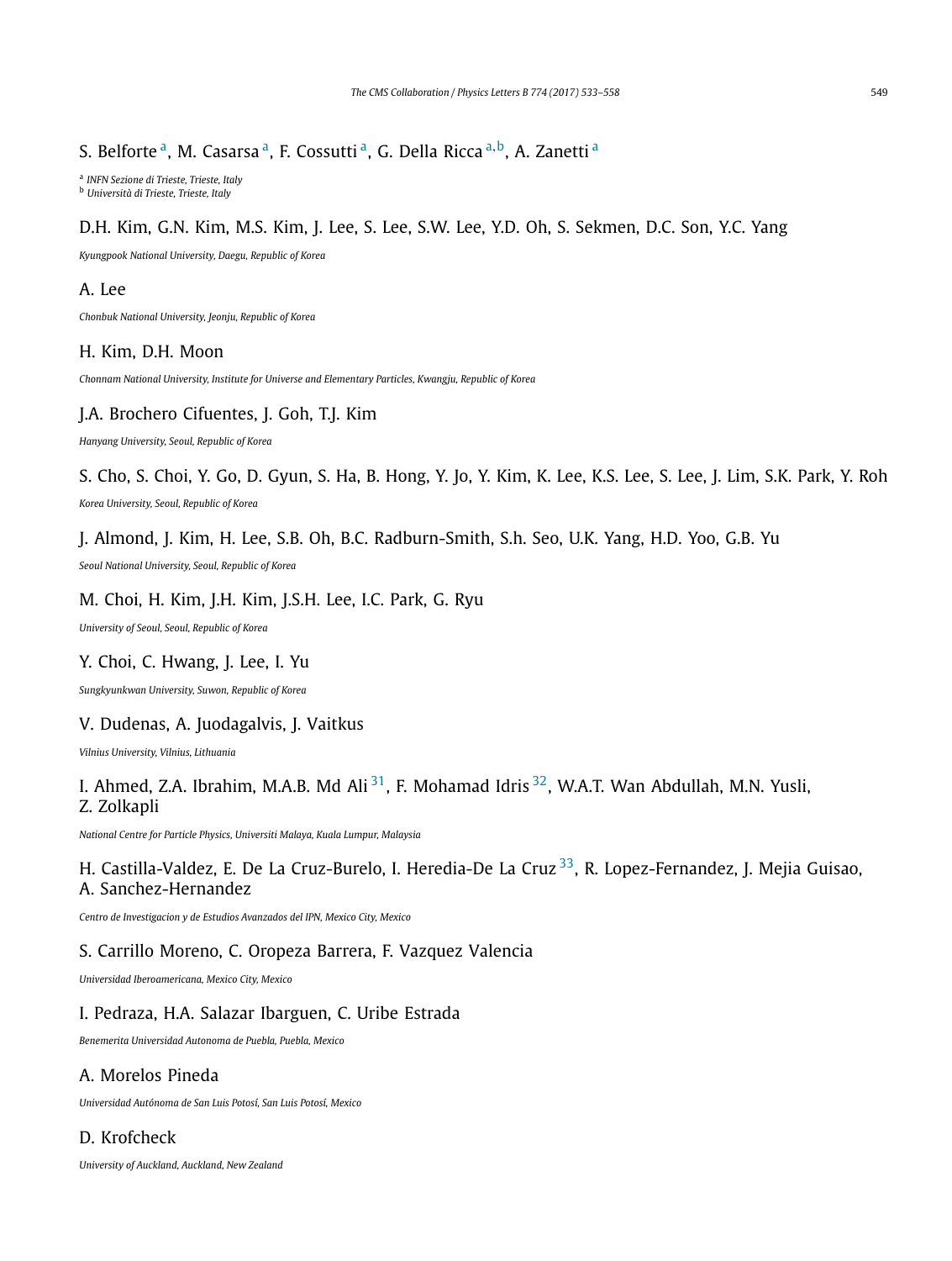S. Belforte [a], M. Casarsa [a], F. Cossutti [a], G. Della Ricca [a,b], A. Zanetti [a]

[a] *INFN Sezione di Trieste, Trieste, Italy*
[b] *Università di Trieste, Trieste, Italy*

D.H. Kim, G.N. Kim, M.S. Kim, J. Lee, S. Lee, S.W. Lee, Y.D. Oh, S. Sekmen, D.C. Son, Y.C. Yang

*Kyungpook National University, Daegu, Republic of Korea*

A. Lee

*Chonbuk National University, Jeonju, Republic of Korea*

H. Kim, D.H. Moon

*Chonnam National University, Institute for Universe and Elementary Particles, Kwangju, Republic of Korea*

J.A. Brochero Cifuentes, J. Goh, T.J. Kim

*Hanyang University, Seoul, Republic of Korea*

S. Cho, S. Choi, Y. Go, D. Gyun, S. Ha, B. Hong, Y. Jo, Y. Kim, K. Lee, K.S. Lee, S. Lee, J. Lim, S.K. Park, Y. Roh

*Korea University, Seoul, Republic of Korea*

J. Almond, J. Kim, H. Lee, S.B. Oh, B.C. Radburn-Smith, S.h. Seo, U.K. Yang, H.D. Yoo, G.B. Yu

*Seoul National University, Seoul, Republic of Korea*

M. Choi, H. Kim, J.H. Kim, J.S.H. Lee, I.C. Park, G. Ryu

*University of Seoul, Seoul, Republic of Korea*

Y. Choi, C. Hwang, J. Lee, I. Yu

*Sungkyunkwan University, Suwon, Republic of Korea*

V. Dudenas, A. Juodagalvis, J. Vaitkus

*Vilnius University, Vilnius, Lithuania*

I. Ahmed, Z.A. Ibrahim, M.A.B. Md Ali [31], F. Mohamad Idris [32], W.A.T. Wan Abdullah, M.N. Yusli, Z. Zolkapli

*National Centre for Particle Physics, Universiti Malaya, Kuala Lumpur, Malaysia*

H. Castilla-Valdez, E. De La Cruz-Burelo, I. Heredia-De La Cruz [33], R. Lopez-Fernandez, J. Mejia Guisao, A. Sanchez-Hernandez

*Centro de Investigacion y de Estudios Avanzados del IPN, Mexico City, Mexico*

S. Carrillo Moreno, C. Oropeza Barrera, F. Vazquez Valencia

*Universidad Iberoamericana, Mexico City, Mexico*

I. Pedraza, H.A. Salazar Ibarguen, C. Uribe Estrada

*Benemerita Universidad Autonoma de Puebla, Puebla, Mexico*

A. Morelos Pineda

*Universidad Autónoma de San Luis Potosí, San Luis Potosí, Mexico*

D. Krofcheck

*University of Auckland, Auckland, New Zealand*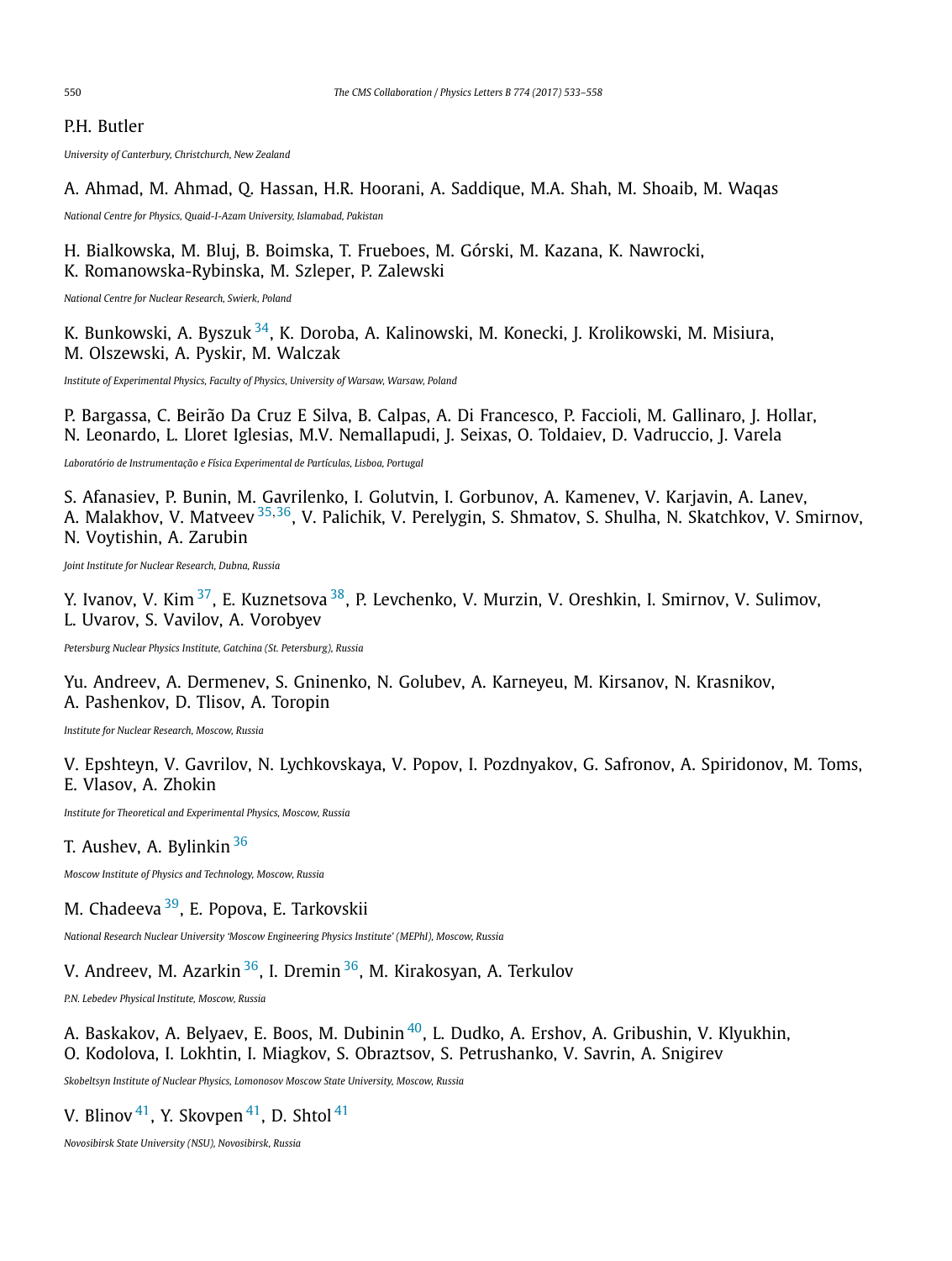P.H. Butler

*University of Canterbury, Christchurch, New Zealand*

A. Ahmad, M. Ahmad, Q. Hassan, H.R. Hoorani, A. Saddique, M.A. Shah, M. Shoaib, M. Waqas

*National Centre for Physics, Quaid-I-Azam University, Islamabad, Pakistan*

H. Bialkowska, M. Bluj, B. Boimska, T. Frueboes, M. Górski, M. Kazana, K. Nawrocki, K. Romanowska-Rybinska, M. Szleper, P. Zalewski

*National Centre for Nuclear Research, Swierk, Poland*

K. Bunkowski, A. Byszuk [34], K. Doroba, A. Kalinowski, M. Konecki, J. Krolikowski, M. Misiura, M. Olszewski, A. Pyskir, M. Walczak

*Institute of Experimental Physics, Faculty of Physics, University of Warsaw, Warsaw, Poland*

P. Bargassa, C. Beirão Da Cruz E Silva, B. Calpas, A. Di Francesco, P. Faccioli, M. Gallinaro, J. Hollar, N. Leonardo, L. Lloret Iglesias, M.V. Nemallapudi, J. Seixas, O. Toldaiev, D. Vadruccio, J. Varela

*Laboratório de Instrumentação e Física Experimental de Partículas, Lisboa, Portugal*

S. Afanasiev, P. Bunin, M. Gavrilenko, I. Golutvin, I. Gorbunov, A. Kamenev, V. Karjavin, A. Lanev, A. Malakhov, V. Matveev [35,36], V. Palichik, V. Perelygin, S. Shmatov, S. Shulha, N. Skatchkov, V. Smirnov, N. Voytishin, A. Zarubin

*Joint Institute for Nuclear Research, Dubna, Russia*

Y. Ivanov, V. Kim [37], E. Kuznetsova [38], P. Levchenko, V. Murzin, V. Oreshkin, I. Smirnov, V. Sulimov, L. Uvarov, S. Vavilov, A. Vorobyev

*Petersburg Nuclear Physics Institute, Gatchina (St. Petersburg), Russia*

Yu. Andreev, A. Dermenev, S. Gninenko, N. Golubev, A. Karneyeu, M. Kirsanov, N. Krasnikov, A. Pashenkov, D. Tlisov, A. Toropin

*Institute for Nuclear Research, Moscow, Russia*

V. Epshteyn, V. Gavrilov, N. Lychkovskaya, V. Popov, I. Pozdnyakov, G. Safronov, A. Spiridonov, M. Toms, E. Vlasov, A. Zhokin

*Institute for Theoretical and Experimental Physics, Moscow, Russia*

T. Aushev, A. Bylinkin [36]

*Moscow Institute of Physics and Technology, Moscow, Russia*

M. Chadeeva [39], E. Popova, E. Tarkovskii

*National Research Nuclear University 'Moscow Engineering Physics Institute' (MEPhI), Moscow, Russia*

V. Andreev, M. Azarkin [36], I. Dremin [36], M. Kirakosyan, A. Terkulov

*P.N. Lebedev Physical Institute, Moscow, Russia*

A. Baskakov, A. Belyaev, E. Boos, M. Dubinin [40], L. Dudko, A. Ershov, A. Gribushin, V. Klyukhin, O. Kodolova, I. Lokhtin, I. Miagkov, S. Obraztsov, S. Petrushanko, V. Savrin, A. Snigirev

*Skobeltsyn Institute of Nuclear Physics, Lomonosov Moscow State University, Moscow, Russia*

V. Blinov [41], Y. Skovpen [41], D. Shtol [41]

*Novosibirsk State University (NSU), Novosibirsk, Russia*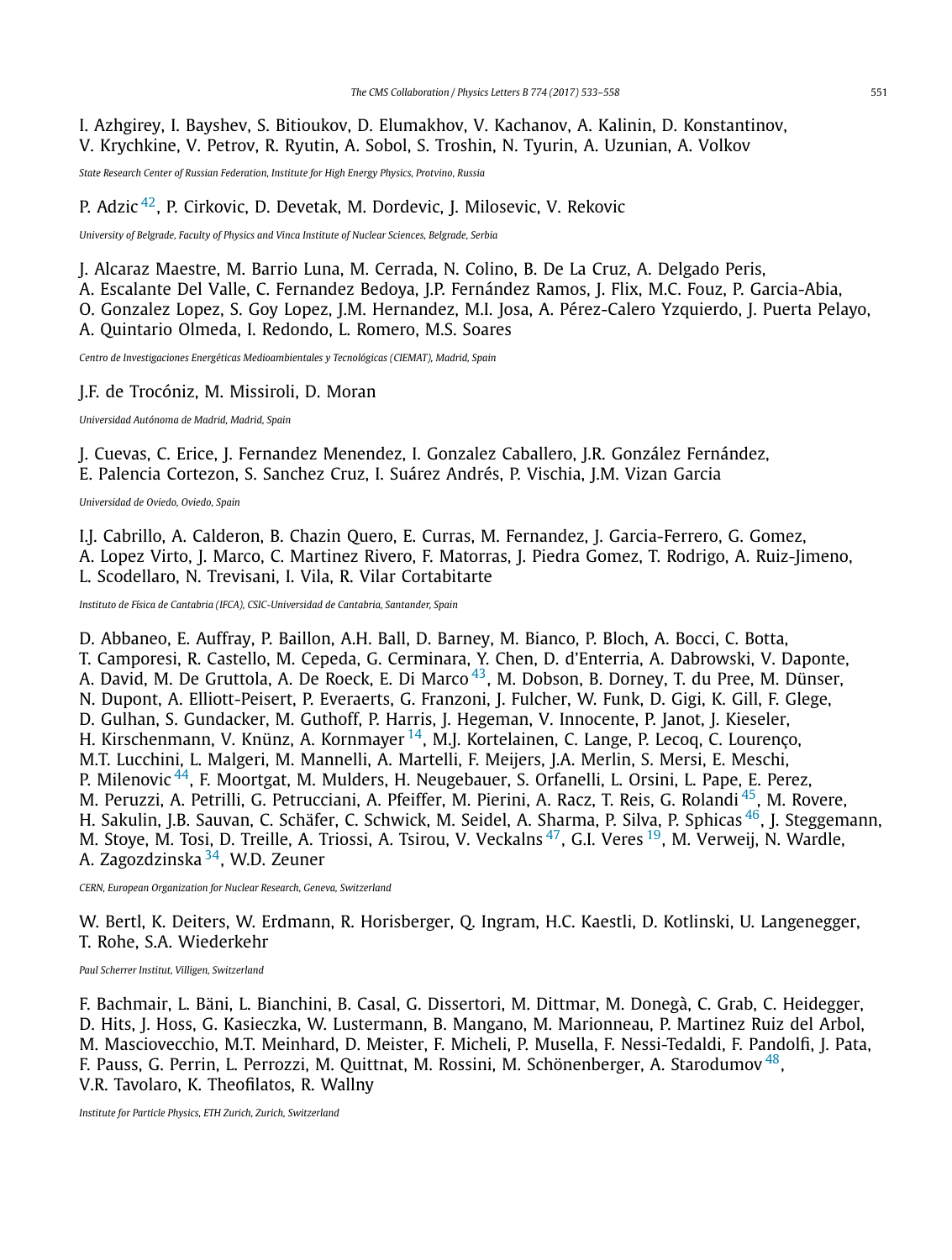I. Azhgirey, I. Bayshev, S. Bitioukov, D. Elumakhov, V. Kachanov, A. Kalinin, D. Konstantinov, V. Krychkine, V. Petrov, R. Ryutin, A. Sobol, S. Troshin, N. Tyurin, A. Uzunian, A. Volkov

*State Research Center of Russian Federation, Institute for High Energy Physics, Protvino, Russia*

P. Adzic [42], P. Cirkovic, D. Devetak, M. Dordevic, J. Milosevic, V. Rekovic

*University of Belgrade, Faculty of Physics and Vinca Institute of Nuclear Sciences, Belgrade, Serbia*

J. Alcaraz Maestre, M. Barrio Luna, M. Cerrada, N. Colino, B. De La Cruz, A. Delgado Peris, A. Escalante Del Valle, C. Fernandez Bedoya, J.P. Fernández Ramos, J. Flix, M.C. Fouz, P. Garcia-Abia, O. Gonzalez Lopez, S. Goy Lopez, J.M. Hernandez, M.I. Josa, A. Pérez-Calero Yzquierdo, J. Puerta Pelayo, A. Quintario Olmeda, I. Redondo, L. Romero, M.S. Soares

*Centro de Investigaciones Energéticas Medioambientales y Tecnológicas (CIEMAT), Madrid, Spain*

J.F. de Trocóniz, M. Missiroli, D. Moran

*Universidad Autónoma de Madrid, Madrid, Spain*

J. Cuevas, C. Erice, J. Fernandez Menendez, I. Gonzalez Caballero, J.R. González Fernández, E. Palencia Cortezon, S. Sanchez Cruz, I. Suárez Andrés, P. Vischia, J.M. Vizan Garcia

*Universidad de Oviedo, Oviedo, Spain*

I.J. Cabrillo, A. Calderon, B. Chazin Quero, E. Curras, M. Fernandez, J. Garcia-Ferrero, G. Gomez, A. Lopez Virto, J. Marco, C. Martinez Rivero, F. Matorras, J. Piedra Gomez, T. Rodrigo, A. Ruiz-Jimeno, L. Scodellaro, N. Trevisani, I. Vila, R. Vilar Cortabitarte

*Instituto de Física de Cantabria (IFCA), CSIC-Universidad de Cantabria, Santander, Spain*

D. Abbaneo, E. Auffray, P. Baillon, A.H. Ball, D. Barney, M. Bianco, P. Bloch, A. Bocci, C. Botta, T. Camporesi, R. Castello, M. Cepeda, G. Cerminara, Y. Chen, D. d'Enterria, A. Dabrowski, V. Daponte, A. David, M. De Gruttola, A. De Roeck, E. Di Marco [43], M. Dobson, B. Dorney, T. du Pree, M. Dünser, N. Dupont, A. Elliott-Peisert, P. Everaerts, G. Franzoni, J. Fulcher, W. Funk, D. Gigi, K. Gill, F. Glege, D. Gulhan, S. Gundacker, M. Guthoff, P. Harris, J. Hegeman, V. Innocente, P. Janot, J. Kieseler, H. Kirschenmann, V. Knünz, A. Kornmayer [14], M.J. Kortelainen, C. Lange, P. Lecoq, C. Lourenço, M.T. Lucchini, L. Malgeri, M. Mannelli, A. Martelli, F. Meijers, J.A. Merlin, S. Mersi, E. Meschi, P. Milenovic [44], F. Moortgat, M. Mulders, H. Neugebauer, S. Orfanelli, L. Orsini, L. Pape, E. Perez, M. Peruzzi, A. Petrilli, G. Petrucciani, A. Pfeiffer, M. Pierini, A. Racz, T. Reis, G. Rolandi [45], M. Rovere, H. Sakulin, J.B. Sauvan, C. Schäfer, C. Schwick, M. Seidel, A. Sharma, P. Silva, P. Sphicas [46], J. Steggemann, M. Stoye, M. Tosi, D. Treille, A. Triossi, A. Tsirou, V. Veckalns [47], G.I. Veres [19], M. Verweij, N. Wardle, A. Zagozdzinska [34], W.D. Zeuner

*CERN, European Organization for Nuclear Research, Geneva, Switzerland*

W. Bertl, K. Deiters, W. Erdmann, R. Horisberger, Q. Ingram, H.C. Kaestli, D. Kotlinski, U. Langenegger, T. Rohe, S.A. Wiederkehr

*Paul Scherrer Institut, Villigen, Switzerland*

F. Bachmair, L. Bäni, L. Bianchini, B. Casal, G. Dissertori, M. Dittmar, M. Donegà, C. Grab, C. Heidegger, D. Hits, J. Hoss, G. Kasieczka, W. Lustermann, B. Mangano, M. Marionneau, P. Martinez Ruiz del Arbol, M. Masciovecchio, M.T. Meinhard, D. Meister, F. Micheli, P. Musella, F. Nessi-Tedaldi, F. Pandolfi, J. Pata, F. Pauss, G. Perrin, L. Perrozzi, M. Quittnat, M. Rossini, M. Schönenberger, A. Starodumov [48], V.R. Tavolaro, K. Theofilatos, R. Wallny

*Institute for Particle Physics, ETH Zurich, Zurich, Switzerland*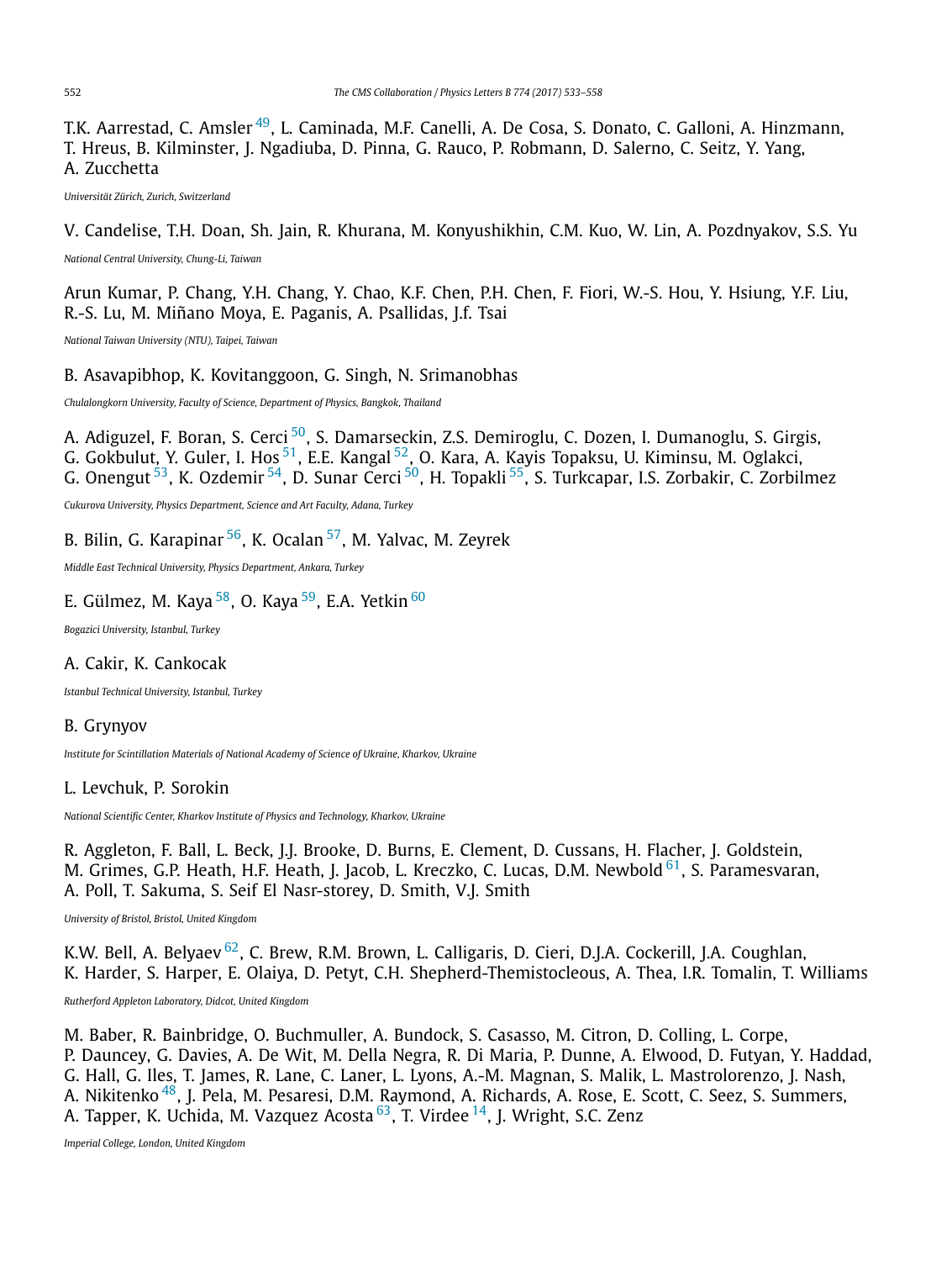T.K. Aarrestad, C. Amsler [49], L. Caminada, M.F. Canelli, A. De Cosa, S. Donato, C. Galloni, A. Hinzmann, T. Hreus, B. Kilminster, J. Ngadiuba, D. Pinna, G. Rauco, P. Robmann, D. Salerno, C. Seitz, Y. Yang, A. Zucchetta

*Universität Zürich, Zurich, Switzerland*

V. Candelise, T.H. Doan, Sh. Jain, R. Khurana, M. Konyushikhin, C.M. Kuo, W. Lin, A. Pozdnyakov, S.S. Yu

*National Central University, Chung-Li, Taiwan*

Arun Kumar, P. Chang, Y.H. Chang, Y. Chao, K.F. Chen, P.H. Chen, F. Fiori, W.-S. Hou, Y. Hsiung, Y.F. Liu, R.-S. Lu, M. Miñano Moya, E. Paganis, A. Psallidas, J.f. Tsai

*National Taiwan University (NTU), Taipei, Taiwan*

B. Asavapibhop, K. Kovitanggoon, G. Singh, N. Srimanobhas

*Chulalongkorn University, Faculty of Science, Department of Physics, Bangkok, Thailand*

A. Adiguzel, F. Boran, S. Cerci [50], S. Damarseckin, Z.S. Demiroglu, C. Dozen, I. Dumanoglu, S. Girgis, G. Gokbulut, Y. Guler, I. Hos [51], E.E. Kangal [52], O. Kara, A. Kayis Topaksu, U. Kiminsu, M. Oglakci, G. Onengut [53], K. Ozdemir [54], D. Sunar Cerci [50], H. Topakli [55], S. Turkcapar, I.S. Zorbakir, C. Zorbilmez

*Cukurova University, Physics Department, Science and Art Faculty, Adana, Turkey*

B. Bilin, G. Karapinar [56], K. Ocalan [57], M. Yalvac, M. Zeyrek

*Middle East Technical University, Physics Department, Ankara, Turkey*

E. Gülmez, M. Kaya [58], O. Kaya [59], E.A. Yetkin [60]

*Bogazici University, Istanbul, Turkey*

A. Cakir, K. Cankocak

*Istanbul Technical University, Istanbul, Turkey*

B. Grynyov

*Institute for Scintillation Materials of National Academy of Science of Ukraine, Kharkov, Ukraine*

L. Levchuk, P. Sorokin

*National Scientific Center, Kharkov Institute of Physics and Technology, Kharkov, Ukraine*

R. Aggleton, F. Ball, L. Beck, J.J. Brooke, D. Burns, E. Clement, D. Cussans, H. Flacher, J. Goldstein, M. Grimes, G.P. Heath, H.F. Heath, J. Jacob, L. Kreczko, C. Lucas, D.M. Newbold [61], S. Paramesvaran, A. Poll, T. Sakuma, S. Seif El Nasr-storey, D. Smith, V.J. Smith

*University of Bristol, Bristol, United Kingdom*

K.W. Bell, A. Belyaev [62], C. Brew, R.M. Brown, L. Calligaris, D. Cieri, D.J.A. Cockerill, J.A. Coughlan, K. Harder, S. Harper, E. Olaiya, D. Petyt, C.H. Shepherd-Themistocleous, A. Thea, I.R. Tomalin, T. Williams

*Rutherford Appleton Laboratory, Didcot, United Kingdom*

M. Baber, R. Bainbridge, O. Buchmuller, A. Bundock, S. Casasso, M. Citron, D. Colling, L. Corpe, P. Dauncey, G. Davies, A. De Wit, M. Della Negra, R. Di Maria, P. Dunne, A. Elwood, D. Futyan, Y. Haddad, G. Hall, G. Iles, T. James, R. Lane, C. Laner, L. Lyons, A.-M. Magnan, S. Malik, L. Mastrolorenzo, J. Nash, A. Nikitenko [48], J. Pela, M. Pesaresi, D.M. Raymond, A. Richards, A. Rose, E. Scott, C. Seez, S. Summers, A. Tapper, K. Uchida, M. Vazquez Acosta [63], T. Virdee [14], J. Wright, S.C. Zenz

*Imperial College, London, United Kingdom*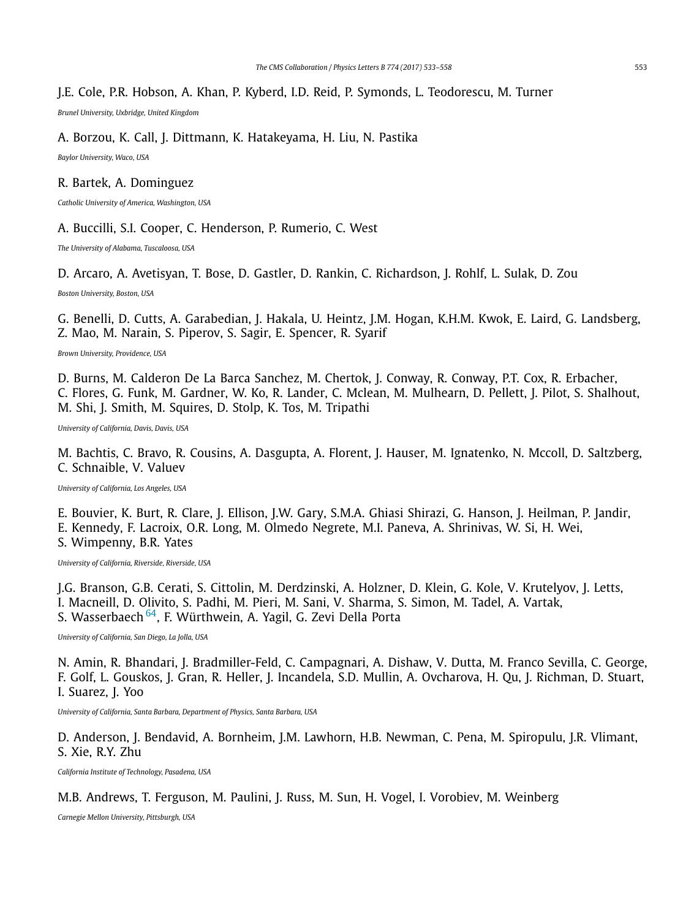J.E. Cole, P.R. Hobson, A. Khan, P. Kyberd, I.D. Reid, P. Symonds, L. Teodorescu, M. Turner

*Brunel University, Uxbridge, United Kingdom*

A. Borzou, K. Call, J. Dittmann, K. Hatakeyama, H. Liu, N. Pastika

*Baylor University, Waco, USA*

R. Bartek, A. Dominguez

*Catholic University of America, Washington, USA*

A. Buccilli, S.I. Cooper, C. Henderson, P. Rumerio, C. West

*The University of Alabama, Tuscaloosa, USA*

D. Arcaro, A. Avetisyan, T. Bose, D. Gastler, D. Rankin, C. Richardson, J. Rohlf, L. Sulak, D. Zou

*Boston University, Boston, USA*

G. Benelli, D. Cutts, A. Garabedian, J. Hakala, U. Heintz, J.M. Hogan, K.H.M. Kwok, E. Laird, G. Landsberg, Z. Mao, M. Narain, S. Piperov, S. Sagir, E. Spencer, R. Syarif

*Brown University, Providence, USA*

D. Burns, M. Calderon De La Barca Sanchez, M. Chertok, J. Conway, R. Conway, P.T. Cox, R. Erbacher, C. Flores, G. Funk, M. Gardner, W. Ko, R. Lander, C. Mclean, M. Mulhearn, D. Pellett, J. Pilot, S. Shalhout, M. Shi, J. Smith, M. Squires, D. Stolp, K. Tos, M. Tripathi

*University of California, Davis, Davis, USA*

M. Bachtis, C. Bravo, R. Cousins, A. Dasgupta, A. Florent, J. Hauser, M. Ignatenko, N. Mccoll, D. Saltzberg, C. Schnaible, V. Valuev

*University of California, Los Angeles, USA*

E. Bouvier, K. Burt, R. Clare, J. Ellison, J.W. Gary, S.M.A. Ghiasi Shirazi, G. Hanson, J. Heilman, P. Jandir, E. Kennedy, F. Lacroix, O.R. Long, M. Olmedo Negrete, M.I. Paneva, A. Shrinivas, W. Si, H. Wei, S. Wimpenny, B.R. Yates

*University of California, Riverside, Riverside, USA*

J.G. Branson, G.B. Cerati, S. Cittolin, M. Derdzinski, A. Holzner, D. Klein, G. Kole, V. Krutelyov, J. Letts, I. Macneill, D. Olivito, S. Padhi, M. Pieri, M. Sani, V. Sharma, S. Simon, M. Tadel, A. Vartak, S. Wasserbaech [64], F. Würthwein, A. Yagil, G. Zevi Della Porta

*University of California, San Diego, La Jolla, USA*

N. Amin, R. Bhandari, J. Bradmiller-Feld, C. Campagnari, A. Dishaw, V. Dutta, M. Franco Sevilla, C. George, F. Golf, L. Gouskos, J. Gran, R. Heller, J. Incandela, S.D. Mullin, A. Ovcharova, H. Qu, J. Richman, D. Stuart, I. Suarez, J. Yoo

*University of California, Santa Barbara, Department of Physics, Santa Barbara, USA*

D. Anderson, J. Bendavid, A. Bornheim, J.M. Lawhorn, H.B. Newman, C. Pena, M. Spiropulu, J.R. Vlimant, S. Xie, R.Y. Zhu

*California Institute of Technology, Pasadena, USA*

M.B. Andrews, T. Ferguson, M. Paulini, J. Russ, M. Sun, H. Vogel, I. Vorobiev, M. Weinberg

*Carnegie Mellon University, Pittsburgh, USA*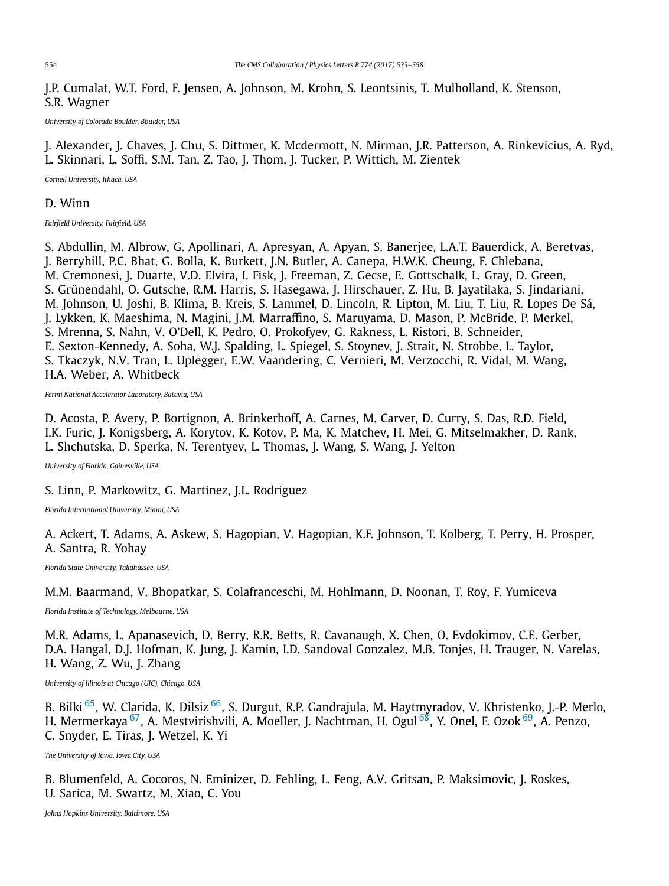J.P. Cumalat, W.T. Ford, F. Jensen, A. Johnson, M. Krohn, S. Leontsinis, T. Mulholland, K. Stenson, S.R. Wagner

*University of Colorado Boulder, Boulder, USA*

J. Alexander, J. Chaves, J. Chu, S. Dittmer, K. Mcdermott, N. Mirman, J.R. Patterson, A. Rinkevicius, A. Ryd, L. Skinnari, L. Soffi, S.M. Tan, Z. Tao, J. Thom, J. Tucker, P. Wittich, M. Zientek

*Cornell University, Ithaca, USA*

D. Winn

*Fairfield University, Fairfield, USA*

S. Abdullin, M. Albrow, G. Apollinari, A. Apresyan, A. Apyan, S. Banerjee, L.A.T. Bauerdick, A. Beretvas, J. Berryhill, P.C. Bhat, G. Bolla, K. Burkett, J.N. Butler, A. Canepa, H.W.K. Cheung, F. Chlebana, M. Cremonesi, J. Duarte, V.D. Elvira, I. Fisk, J. Freeman, Z. Gecse, E. Gottschalk, L. Gray, D. Green, S. Grünendahl, O. Gutsche, R.M. Harris, S. Hasegawa, J. Hirschauer, Z. Hu, B. Jayatilaka, S. Jindariani, M. Johnson, U. Joshi, B. Klima, B. Kreis, S. Lammel, D. Lincoln, R. Lipton, M. Liu, T. Liu, R. Lopes De Sá, J. Lykken, K. Maeshima, N. Magini, J.M. Marraffino, S. Maruyama, D. Mason, P. McBride, P. Merkel, S. Mrenna, S. Nahn, V. O'Dell, K. Pedro, O. Prokofyev, G. Rakness, L. Ristori, B. Schneider, E. Sexton-Kennedy, A. Soha, W.J. Spalding, L. Spiegel, S. Stoynev, J. Strait, N. Strobbe, L. Taylor, S. Tkaczyk, N.V. Tran, L. Uplegger, E.W. Vaandering, C. Vernieri, M. Verzocchi, R. Vidal, M. Wang, H.A. Weber, A. Whitbeck

*Fermi National Accelerator Laboratory, Batavia, USA*

D. Acosta, P. Avery, P. Bortignon, A. Brinkerhoff, A. Carnes, M. Carver, D. Curry, S. Das, R.D. Field, I.K. Furic, J. Konigsberg, A. Korytov, K. Kotov, P. Ma, K. Matchev, H. Mei, G. Mitselmakher, D. Rank, L. Shchutska, D. Sperka, N. Terentyev, L. Thomas, J. Wang, S. Wang, J. Yelton

*University of Florida, Gainesville, USA*

S. Linn, P. Markowitz, G. Martinez, J.L. Rodriguez

*Florida International University, Miami, USA*

A. Ackert, T. Adams, A. Askew, S. Hagopian, V. Hagopian, K.F. Johnson, T. Kolberg, T. Perry, H. Prosper, A. Santra, R. Yohay

*Florida State University, Tallahassee, USA*

M.M. Baarmand, V. Bhopatkar, S. Colafranceschi, M. Hohlmann, D. Noonan, T. Roy, F. Yumiceva

*Florida Institute of Technology, Melbourne, USA*

M.R. Adams, L. Apanasevich, D. Berry, R.R. Betts, R. Cavanaugh, X. Chen, O. Evdokimov, C.E. Gerber, D.A. Hangal, D.J. Hofman, K. Jung, J. Kamin, I.D. Sandoval Gonzalez, M.B. Tonjes, H. Trauger, N. Varelas, H. Wang, Z. Wu, J. Zhang

*University of Illinois at Chicago (UIC), Chicago, USA*

B. Bilki [65], W. Clarida, K. Dilsiz [66], S. Durgut, R.P. Gandrajula, M. Haytmyradov, V. Khristenko, J.-P. Merlo, H. Mermerkaya [67], A. Mestvirishvili, A. Moeller, J. Nachtman, H. Ogul [68], Y. Onel, F. Ozok [69], A. Penzo, C. Snyder, E. Tiras, J. Wetzel, K. Yi

*The University of Iowa, Iowa City, USA*

B. Blumenfeld, A. Cocoros, N. Eminizer, D. Fehling, L. Feng, A.V. Gritsan, P. Maksimovic, J. Roskes, U. Sarica, M. Swartz, M. Xiao, C. You

*Johns Hopkins University, Baltimore, USA*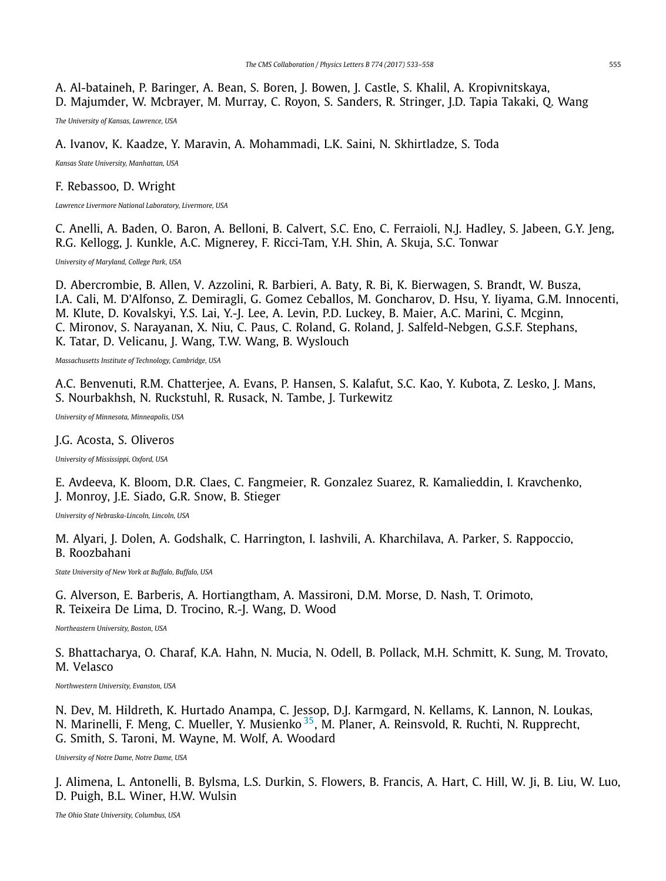A. Al-bataineh, P. Baringer, A. Bean, S. Boren, J. Bowen, J. Castle, S. Khalil, A. Kropivnitskaya, D. Majumder, W. Mcbrayer, M. Murray, C. Royon, S. Sanders, R. Stringer, J.D. Tapia Takaki, Q. Wang

*The University of Kansas, Lawrence, USA*

A. Ivanov, K. Kaadze, Y. Maravin, A. Mohammadi, L.K. Saini, N. Skhirtladze, S. Toda

*Kansas State University, Manhattan, USA*

F. Rebassoo, D. Wright

*Lawrence Livermore National Laboratory, Livermore, USA*

C. Anelli, A. Baden, O. Baron, A. Belloni, B. Calvert, S.C. Eno, C. Ferraioli, N.J. Hadley, S. Jabeen, G.Y. Jeng, R.G. Kellogg, J. Kunkle, A.C. Mignerey, F. Ricci-Tam, Y.H. Shin, A. Skuja, S.C. Tonwar

*University of Maryland, College Park, USA*

D. Abercrombie, B. Allen, V. Azzolini, R. Barbieri, A. Baty, R. Bi, K. Bierwagen, S. Brandt, W. Busza, I.A. Cali, M. D'Alfonso, Z. Demiragli, G. Gomez Ceballos, M. Goncharov, D. Hsu, Y. Iiyama, G.M. Innocenti, M. Klute, D. Kovalskyi, Y.S. Lai, Y.-J. Lee, A. Levin, P.D. Luckey, B. Maier, A.C. Marini, C. Mcginn, C. Mironov, S. Narayanan, X. Niu, C. Paus, C. Roland, G. Roland, J. Salfeld-Nebgen, G.S.F. Stephans, K. Tatar, D. Velicanu, J. Wang, T.W. Wang, B. Wyslouch

*Massachusetts Institute of Technology, Cambridge, USA*

A.C. Benvenuti, R.M. Chatterjee, A. Evans, P. Hansen, S. Kalafut, S.C. Kao, Y. Kubota, Z. Lesko, J. Mans, S. Nourbakhsh, N. Ruckstuhl, R. Rusack, N. Tambe, J. Turkewitz

*University of Minnesota, Minneapolis, USA*

J.G. Acosta, S. Oliveros

*University of Mississippi, Oxford, USA*

E. Avdeeva, K. Bloom, D.R. Claes, C. Fangmeier, R. Gonzalez Suarez, R. Kamalieddin, I. Kravchenko, J. Monroy, J.E. Siado, G.R. Snow, B. Stieger

*University of Nebraska-Lincoln, Lincoln, USA*

M. Alyari, J. Dolen, A. Godshalk, C. Harrington, I. Iashvili, A. Kharchilava, A. Parker, S. Rappoccio, B. Roozbahani

*State University of New York at Buffalo, Buffalo, USA*

G. Alverson, E. Barberis, A. Hortiangtham, A. Massironi, D.M. Morse, D. Nash, T. Orimoto, R. Teixeira De Lima, D. Trocino, R.-J. Wang, D. Wood

*Northeastern University, Boston, USA*

S. Bhattacharya, O. Charaf, K.A. Hahn, N. Mucia, N. Odell, B. Pollack, M.H. Schmitt, K. Sung, M. Trovato, M. Velasco

*Northwestern University, Evanston, USA*

N. Dev, M. Hildreth, K. Hurtado Anampa, C. Jessop, D.J. Karmgard, N. Kellams, K. Lannon, N. Loukas, N. Marinelli, F. Meng, C. Mueller, Y. Musienko [35], M. Planer, A. Reinsvold, R. Ruchti, N. Rupprecht, G. Smith, S. Taroni, M. Wayne, M. Wolf, A. Woodard

*University of Notre Dame, Notre Dame, USA*

J. Alimena, L. Antonelli, B. Bylsma, L.S. Durkin, S. Flowers, B. Francis, A. Hart, C. Hill, W. Ji, B. Liu, W. Luo, D. Puigh, B.L. Winer, H.W. Wulsin

*The Ohio State University, Columbus, USA*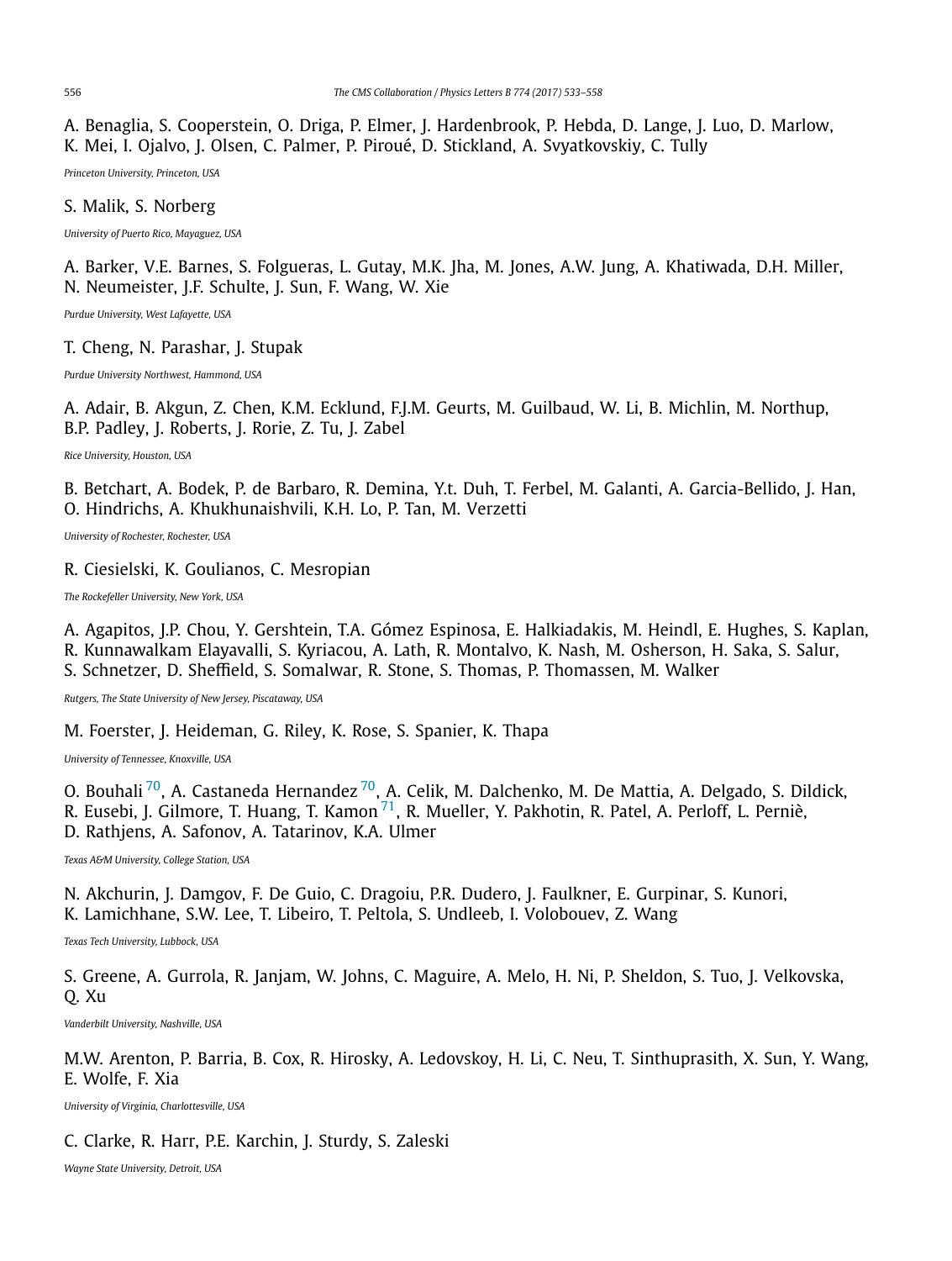A. Benaglia, S. Cooperstein, O. Driga, P. Elmer, J. Hardenbrook, P. Hebda, D. Lange, J. Luo, D. Marlow, K. Mei, I. Ojalvo, J. Olsen, C. Palmer, P. Piroué, D. Stickland, A. Svyatkovskiy, C. Tully

*Princeton University, Princeton, USA*

S. Malik, S. Norberg

*University of Puerto Rico, Mayaguez, USA*

A. Barker, V.E. Barnes, S. Folgueras, L. Gutay, M.K. Jha, M. Jones, A.W. Jung, A. Khatiwada, D.H. Miller, N. Neumeister, J.F. Schulte, J. Sun, F. Wang, W. Xie

*Purdue University, West Lafayette, USA*

T. Cheng, N. Parashar, J. Stupak

*Purdue University Northwest, Hammond, USA*

A. Adair, B. Akgun, Z. Chen, K.M. Ecklund, F.J.M. Geurts, M. Guilbaud, W. Li, B. Michlin, M. Northup, B.P. Padley, J. Roberts, J. Rorie, Z. Tu, J. Zabel

*Rice University, Houston, USA*

B. Betchart, A. Bodek, P. de Barbaro, R. Demina, Y.t. Duh, T. Ferbel, M. Galanti, A. Garcia-Bellido, J. Han, O. Hindrichs, A. Khukhunaishvili, K.H. Lo, P. Tan, M. Verzetti

*University of Rochester, Rochester, USA*

R. Ciesielski, K. Goulianos, C. Mesropian

*The Rockefeller University, New York, USA*

A. Agapitos, J.P. Chou, Y. Gershtein, T.A. Gómez Espinosa, E. Halkiadakis, M. Heindl, E. Hughes, S. Kaplan, R. Kunnawalkam Elayavalli, S. Kyriacou, A. Lath, R. Montalvo, K. Nash, M. Osherson, H. Saka, S. Salur, S. Schnetzer, D. Sheffield, S. Somalwar, R. Stone, S. Thomas, P. Thomassen, M. Walker

*Rutgers, The State University of New Jersey, Piscataway, USA*

M. Foerster, J. Heideman, G. Riley, K. Rose, S. Spanier, K. Thapa

*University of Tennessee, Knoxville, USA*

O. Bouhali [70], A. Castaneda Hernandez [70], A. Celik, M. Dalchenko, M. De Mattia, A. Delgado, S. Dildick, R. Eusebi, J. Gilmore, T. Huang, T. Kamon [71], R. Mueller, Y. Pakhotin, R. Patel, A. Perloff, L. Perniè, D. Rathjens, A. Safonov, A. Tatarinov, K.A. Ulmer

*Texas A&M University, College Station, USA*

N. Akchurin, J. Damgov, F. De Guio, C. Dragoiu, P.R. Dudero, J. Faulkner, E. Gurpinar, S. Kunori, K. Lamichhane, S.W. Lee, T. Libeiro, T. Peltola, S. Undleeb, I. Volobouev, Z. Wang

*Texas Tech University, Lubbock, USA*

S. Greene, A. Gurrola, R. Janjam, W. Johns, C. Maguire, A. Melo, H. Ni, P. Sheldon, S. Tuo, J. Velkovska, Q. Xu

*Vanderbilt University, Nashville, USA*

M.W. Arenton, P. Barria, B. Cox, R. Hirosky, A. Ledovskoy, H. Li, C. Neu, T. Sinthuprasith, X. Sun, Y. Wang, E. Wolfe, F. Xia

*University of Virginia, Charlottesville, USA*

C. Clarke, R. Harr, P.E. Karchin, J. Sturdy, S. Zaleski

*Wayne State University, Detroit, USA*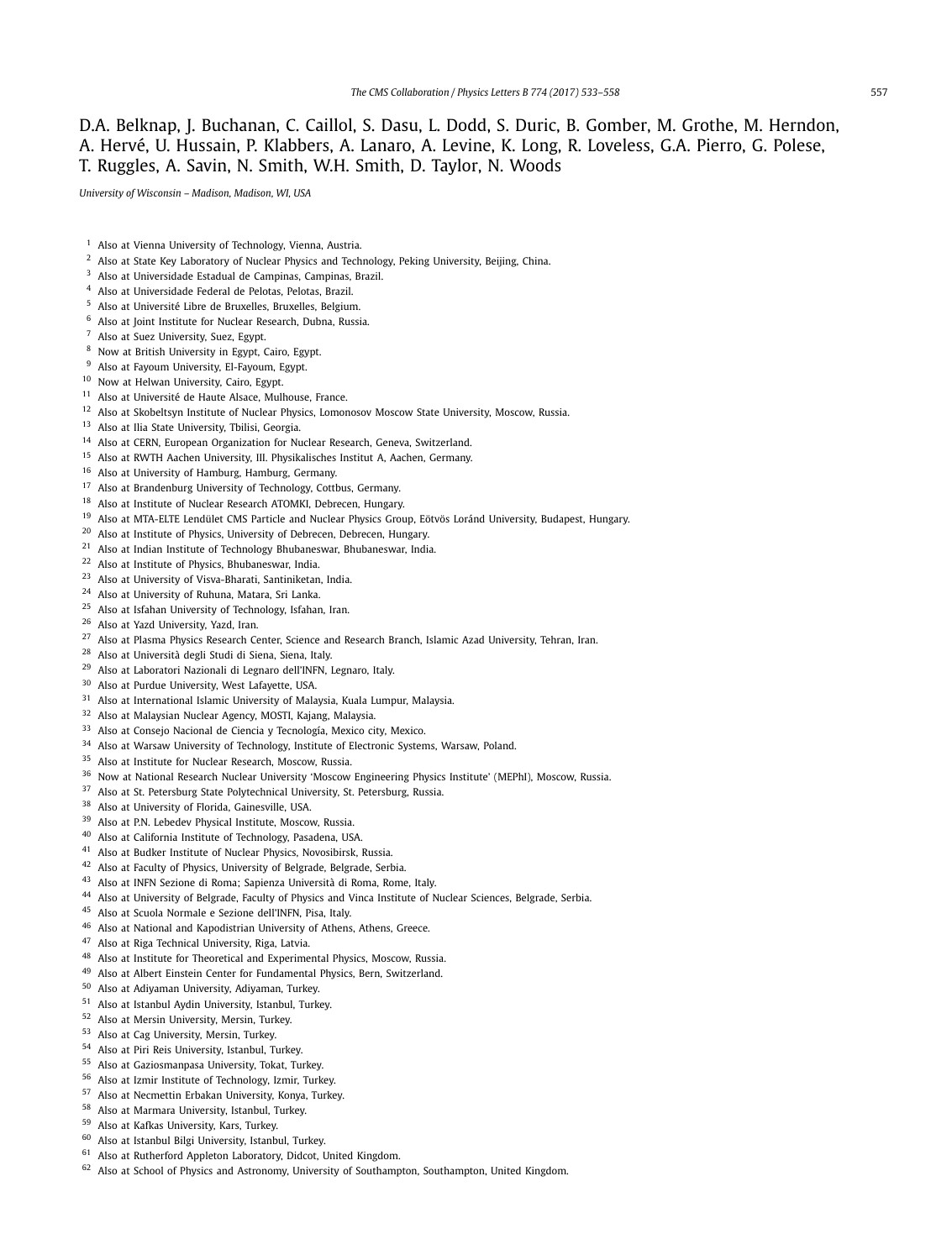D.A. Belknap, J. Buchanan, C. Caillol, S. Dasu, L. Dodd, S. Duric, B. Gomber, M. Grothe, M. Herndon, A. Hervé, U. Hussain, P. Klabbers, A. Lanaro, A. Levine, K. Long, R. Loveless, G.A. Pierro, G. Polese, T. Ruggles, A. Savin, N. Smith, W.H. Smith, D. Taylor, N. Woods

*University of Wisconsin – Madison, Madison, WI, USA*

[1] Also at Vienna University of Technology, Vienna, Austria.
[2] Also at State Key Laboratory of Nuclear Physics and Technology, Peking University, Beijing, China.
[3] Also at Universidade Estadual de Campinas, Campinas, Brazil.
[4] Also at Universidade Federal de Pelotas, Pelotas, Brazil.
[5] Also at Université Libre de Bruxelles, Bruxelles, Belgium.
[6] Also at Joint Institute for Nuclear Research, Dubna, Russia.
[7] Also at Suez University, Suez, Egypt.
[8] Now at British University in Egypt, Cairo, Egypt.
[9] Also at Fayoum University, El-Fayoum, Egypt.
[10] Now at Helwan University, Cairo, Egypt.
[11] Also at Université de Haute Alsace, Mulhouse, France.
[12] Also at Skobeltsyn Institute of Nuclear Physics, Lomonosov Moscow State University, Moscow, Russia.
[13] Also at Ilia State University, Tbilisi, Georgia.
[14] Also at CERN, European Organization for Nuclear Research, Geneva, Switzerland.
[15] Also at RWTH Aachen University, III. Physikalisches Institut A, Aachen, Germany.
[16] Also at University of Hamburg, Hamburg, Germany.
[17] Also at Brandenburg University of Technology, Cottbus, Germany.
[18] Also at Institute of Nuclear Research ATOMKI, Debrecen, Hungary.
[19] Also at MTA-ELTE Lendület CMS Particle and Nuclear Physics Group, Eötvös Loránd University, Budapest, Hungary.
[20] Also at Institute of Physics, University of Debrecen, Debrecen, Hungary.
[21] Also at Indian Institute of Technology Bhubaneswar, Bhubaneswar, India.
[22] Also at Institute of Physics, Bhubaneswar, India.
[23] Also at University of Visva-Bharati, Santiniketan, India.
[24] Also at University of Ruhuna, Matara, Sri Lanka.
[25] Also at Isfahan University of Technology, Isfahan, Iran.
[26] Also at Yazd University, Yazd, Iran.
[27] Also at Plasma Physics Research Center, Science and Research Branch, Islamic Azad University, Tehran, Iran.
[28] Also at Università degli Studi di Siena, Siena, Italy.
[29] Also at Laboratori Nazionali di Legnaro dell'INFN, Legnaro, Italy.
[30] Also at Purdue University, West Lafayette, USA.
[31] Also at International Islamic University of Malaysia, Kuala Lumpur, Malaysia.
[32] Also at Malaysian Nuclear Agency, MOSTI, Kajang, Malaysia.
[33] Also at Consejo Nacional de Ciencia y Tecnología, Mexico city, Mexico.
[34] Also at Warsaw University of Technology, Institute of Electronic Systems, Warsaw, Poland.
[35] Also at Institute for Nuclear Research, Moscow, Russia.
[36] Now at National Research Nuclear University 'Moscow Engineering Physics Institute' (MEPhI), Moscow, Russia.
[37] Also at St. Petersburg State Polytechnical University, St. Petersburg, Russia.
[38] Also at University of Florida, Gainesville, USA.
[39] Also at P.N. Lebedev Physical Institute, Moscow, Russia.
[40] Also at California Institute of Technology, Pasadena, USA.
[41] Also at Budker Institute of Nuclear Physics, Novosibirsk, Russia.
[42] Also at Faculty of Physics, University of Belgrade, Belgrade, Serbia.
[43] Also at INFN Sezione di Roma; Sapienza Università di Roma, Rome, Italy.
[44] Also at University of Belgrade, Faculty of Physics and Vinca Institute of Nuclear Sciences, Belgrade, Serbia.
[45] Also at Scuola Normale e Sezione dell'INFN, Pisa, Italy.
[46] Also at National and Kapodistrian University of Athens, Athens, Greece.
[47] Also at Riga Technical University, Riga, Latvia.
[48] Also at Institute for Theoretical and Experimental Physics, Moscow, Russia.
[49] Also at Albert Einstein Center for Fundamental Physics, Bern, Switzerland.
[50] Also at Adiyaman University, Adiyaman, Turkey.
[51] Also at Istanbul Aydin University, Istanbul, Turkey.
[52] Also at Mersin University, Mersin, Turkey.
[53] Also at Cag University, Mersin, Turkey.
[54] Also at Piri Reis University, Istanbul, Turkey.
[55] Also at Gaziosmanpasa University, Tokat, Turkey.
[56] Also at Izmir Institute of Technology, Izmir, Turkey.
[57] Also at Necmettin Erbakan University, Konya, Turkey.
[58] Also at Marmara University, Istanbul, Turkey.
[59] Also at Kafkas University, Kars, Turkey.
[60] Also at Istanbul Bilgi University, Istanbul, Turkey.
[61] Also at Rutherford Appleton Laboratory, Didcot, United Kingdom.
[62] Also at School of Physics and Astronomy, University of Southampton, Southampton, United Kingdom.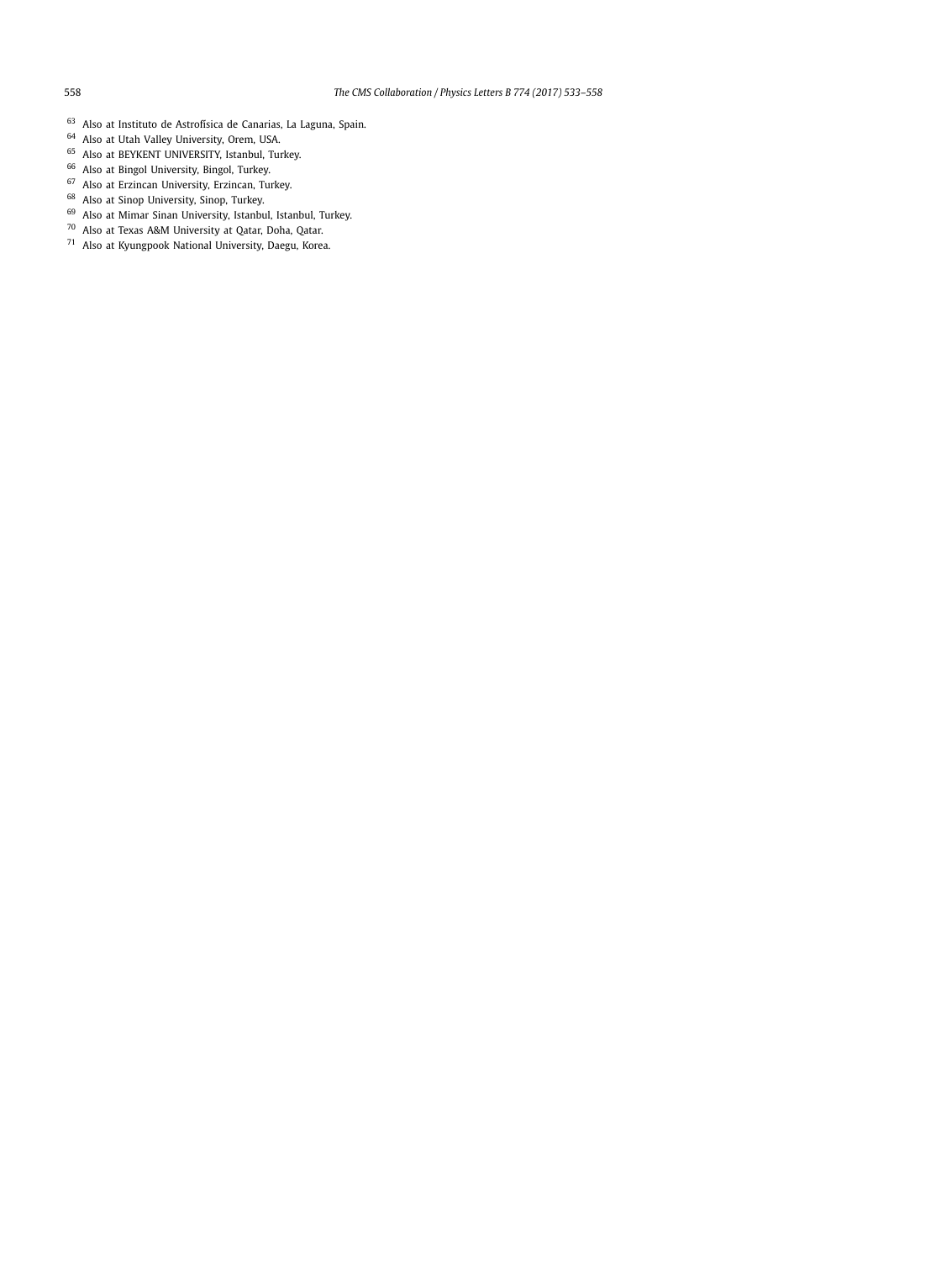[63] Also at Instituto de Astrofísica de Canarias, La Laguna, Spain.
[64] Also at Utah Valley University, Orem, USA.
[65] Also at BEYKENT UNIVERSITY, Istanbul, Turkey.
[66] Also at Bingol University, Bingol, Turkey.
[67] Also at Erzincan University, Erzincan, Turkey.
[68] Also at Sinop University, Sinop, Turkey.
[69] Also at Mimar Sinan University, Istanbul, Istanbul, Turkey.
[70] Also at Texas A&M University at Qatar, Doha, Qatar.
[71] Also at Kyungpook National University, Daegu, Korea.